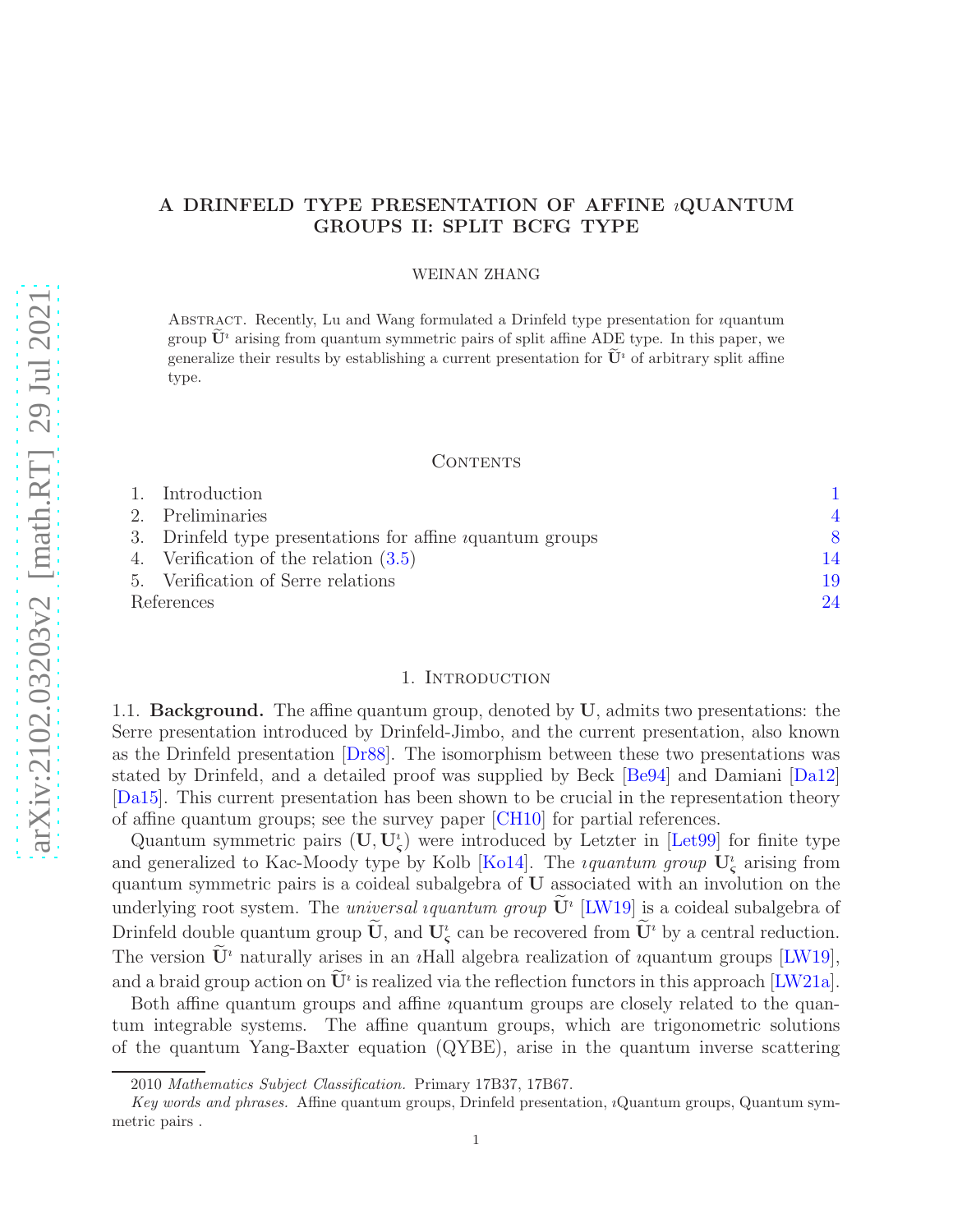# A DRINFELD TYPE PRESENTATION OF AFFINE $\imath$QUANTUM GROUPS II: SPLIT BCFG TYPE

WEINAN ZHANG

Abstract. Recently, Lu and Wang formulated a Drinfeld type presentation for $\imath$quantum group $\widetilde{\mathbf{U}}^\imath$ arising from quantum symmetric pairs of split affine ADE type. In this paper, we generalize their results by establishing a current presentation for $\widetilde{\mathbf{U}}^\imath$ of arbitrary split affine type.

## Contents

1. Introduction — 1
2. Preliminaries — 4
3. Drinfeld type presentations for affine $\imath$quantum groups — 8
4. Verification of the relation (3.5) — 14
5. Verification of Serre relations — 19

References — 24

## 1. Introduction

1.1. **Background.** The affine quantum group, denoted by $\mathbf{U}$, admits two presentations: the Serre presentation introduced by Drinfeld-Jimbo, and the current presentation, also known as the Drinfeld presentation [Dr88]. The isomorphism between these two presentations was stated by Drinfeld, and a detailed proof was supplied by Beck [Be94] and Damiani [Da12] [Da15]. This current presentation has been shown to be crucial in the representation theory of affine quantum groups; see the survey paper [CH10] for partial references.

Quantum symmetric pairs $(\mathbf{U}, \mathbf{U}^\imath_\varsigma)$ were introduced by Letzter in [Let99] for finite type and generalized to Kac-Moody type by Kolb [Ko14]. The *$\imath$quantum group* $\mathbf{U}^\imath_\varsigma$ arising from quantum symmetric pairs is a coideal subalgebra of $\mathbf{U}$ associated with an involution on the underlying root system. The *universal $\imath$quantum group* $\widetilde{\mathbf{U}}^\imath$ [LW19] is a coideal subalgebra of Drinfeld double quantum group $\widetilde{\mathbf{U}}$, and $\mathbf{U}^\imath_\varsigma$ can be recovered from $\widetilde{\mathbf{U}}^\imath$ by a central reduction. The version $\widetilde{\mathbf{U}}^\imath$ naturally arises in an $\imath$Hall algebra realization of $\imath$quantum groups [LW19], and a braid group action on $\widetilde{\mathbf{U}}^\imath$ is realized via the reflection functors in this approach [LW21a].

Both affine quantum groups and affine $\imath$quantum groups are closely related to the quantum integrable systems. The affine quantum groups, which are trigonometric solutions of the quantum Yang-Baxter equation (QYBE), arise in the quantum inverse scattering

2010 *Mathematics Subject Classification.* Primary 17B37, 17B67.

*Key words and phrases.* Affine quantum groups, Drinfeld presentation, $\imath$Quantum groups, Quantum symmetric pairs .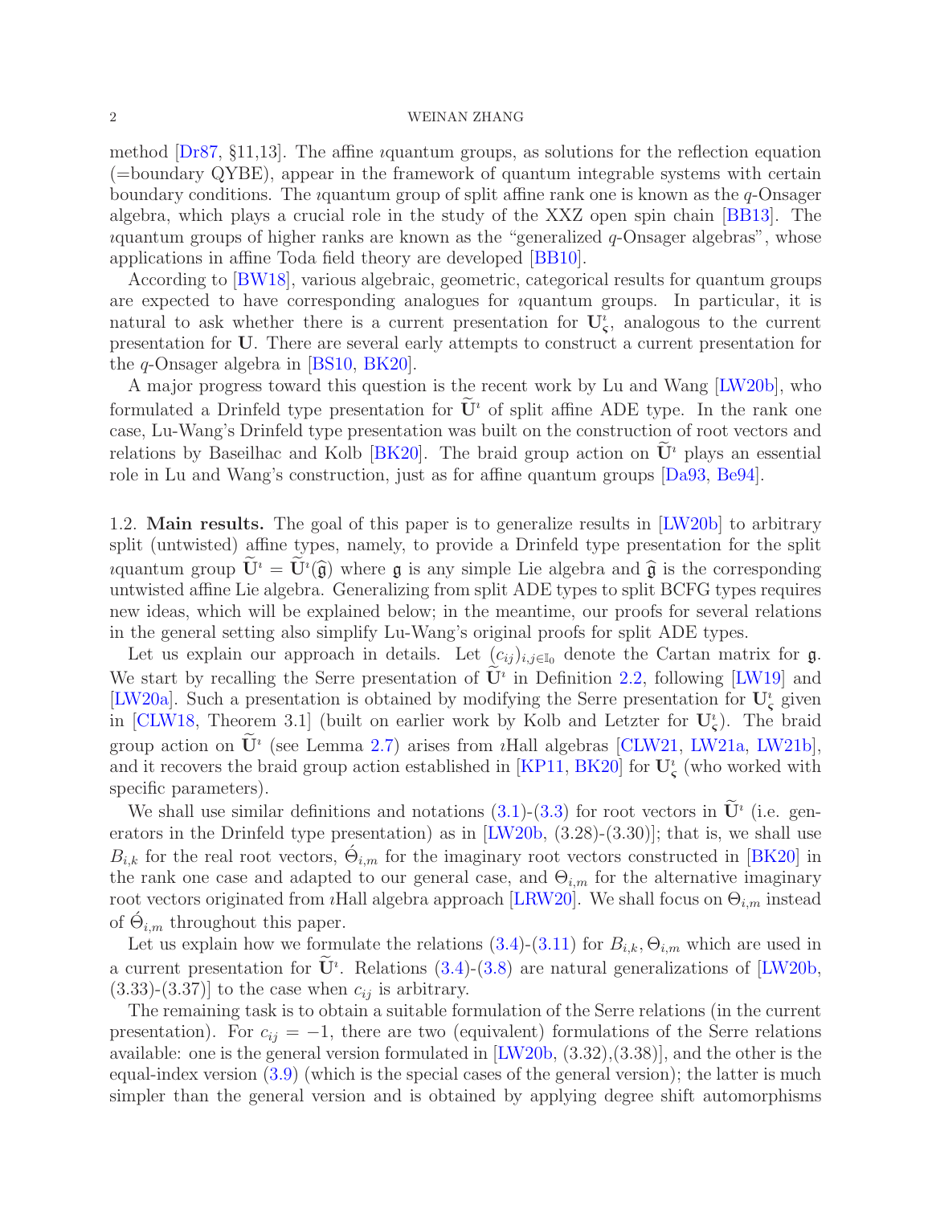method [Dr87, §11,13]. The affine $\imath$quantum groups, as solutions for the reflection equation (=boundary QYBE), appear in the framework of quantum integrable systems with certain boundary conditions. The $\imath$quantum group of split affine rank one is known as the $q$-Onsager algebra, which plays a crucial role in the study of the XXZ open spin chain [BB13]. The $\imath$quantum groups of higher ranks are known as the "generalized $q$-Onsager algebras", whose applications in affine Toda field theory are developed [BB10].

According to [BW18], various algebraic, geometric, categorical results for quantum groups are expected to have corresponding analogues for $\imath$quantum groups. In particular, it is natural to ask whether there is a current presentation for $\mathbf{U}^\imath_\varsigma$, analogous to the current presentation for $\mathbf{U}$. There are several early attempts to construct a current presentation for the $q$-Onsager algebra in [BS10, BK20].

A major progress toward this question is the recent work by Lu and Wang [LW20b], who formulated a Drinfeld type presentation for $\widetilde{\mathbf{U}}^\imath$ of split affine ADE type. In the rank one case, Lu-Wang's Drinfeld type presentation was built on the construction of root vectors and relations by Baseilhac and Kolb [BK20]. The braid group action on $\widetilde{\mathbf{U}}^\imath$ plays an essential role in Lu and Wang's construction, just as for affine quantum groups [Da93, Be94].

1.2. **Main results.** The goal of this paper is to generalize results in [LW20b] to arbitrary split (untwisted) affine types, namely, to provide a Drinfeld type presentation for the split $\imath$quantum group $\widetilde{\mathbf{U}}^\imath = \widetilde{\mathbf{U}}^\imath(\widehat{\mathfrak{g}})$ where $\mathfrak{g}$ is any simple Lie algebra and $\widehat{\mathfrak{g}}$ is the corresponding untwisted affine Lie algebra. Generalizing from split ADE types to split BCFG types requires new ideas, which will be explained below; in the meantime, our proofs for several relations in the general setting also simplify Lu-Wang's original proofs for split ADE types.

Let us explain our approach in details. Let $(c_{ij})_{i,j\in\mathbb{I}_0}$ denote the Cartan matrix for $\mathfrak{g}$. We start by recalling the Serre presentation of $\widetilde{\mathbf{U}}^\imath$ in Definition 2.2, following [LW19] and [LW20a]. Such a presentation is obtained by modifying the Serre presentation for $\mathbf{U}^\imath_\varsigma$ given in [CLW18, Theorem 3.1] (built on earlier work by Kolb and Letzter for $\mathbf{U}^\imath_\varsigma$). The braid group action on $\widetilde{\mathbf{U}}^\imath$ (see Lemma 2.7) arises from $\imath$Hall algebras [CLW21, LW21a, LW21b], and it recovers the braid group action established in [KP11, BK20] for $\mathbf{U}^\imath_\varsigma$ (who worked with specific parameters).

We shall use similar definitions and notations (3.1)-(3.3) for root vectors in $\widetilde{\mathbf{U}}^\imath$ (i.e. generators in the Drinfeld type presentation) as in [LW20b, (3.28)-(3.30)]; that is, we shall use $B_{i,k}$ for the real root vectors, $\acute{\Theta}_{i,m}$ for the imaginary root vectors constructed in [BK20] in the rank one case and adapted to our general case, and $\Theta_{i,m}$ for the alternative imaginary root vectors originated from $\imath$Hall algebra approach [LRW20]. We shall focus on $\Theta_{i,m}$ instead of $\acute{\Theta}_{i,m}$ throughout this paper.

Let us explain how we formulate the relations (3.4)-(3.11) for $B_{i,k}, \Theta_{i,m}$ which are used in a current presentation for $\widetilde{\mathbf{U}}^\imath$. Relations (3.4)-(3.8) are natural generalizations of [LW20b, (3.33)-(3.37)] to the case when $c_{ij}$ is arbitrary.

The remaining task is to obtain a suitable formulation of the Serre relations (in the current presentation). For $c_{ij} = -1$, there are two (equivalent) formulations of the Serre relations available: one is the general version formulated in [LW20b, (3.32),(3.38)], and the other is the equal-index version (3.9) (which is the special cases of the general version); the latter is much simpler than the general version and is obtained by applying degree shift automorphisms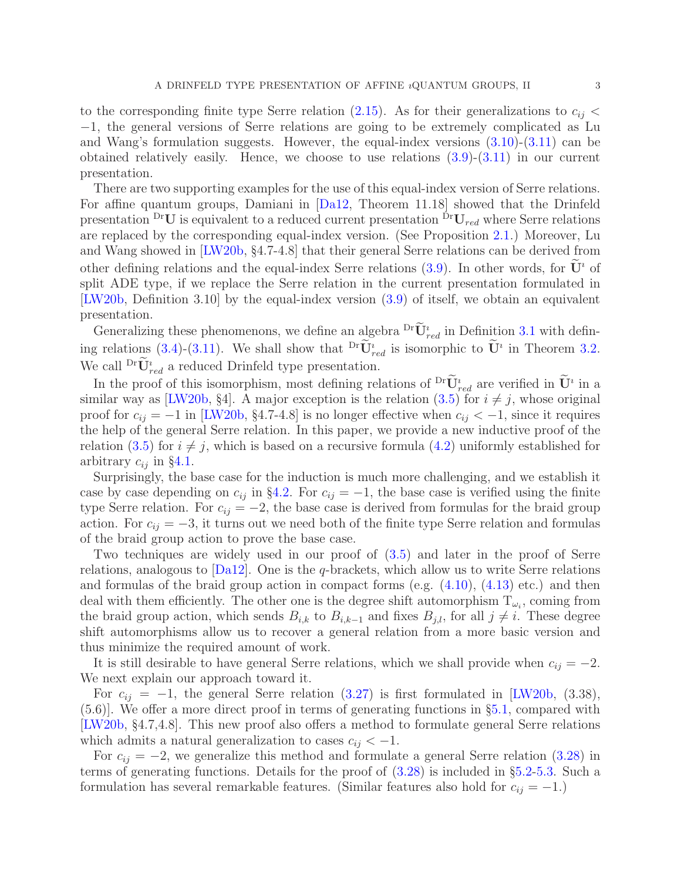to the corresponding finite type Serre relation (2.15). As for their generalizations to $c_{ij} < -1$, the general versions of Serre relations are going to be extremely complicated as Lu and Wang's formulation suggests. However, the equal-index versions (3.10)-(3.11) can be obtained relatively easily. Hence, we choose to use relations (3.9)-(3.11) in our current presentation.

There are two supporting examples for the use of this equal-index version of Serre relations. For affine quantum groups, Damiani in [Da12, Theorem 11.18] showed that the Drinfeld presentation ${}^{\mathrm{Dr}}\mathbf{U}$ is equivalent to a reduced current presentation ${}^{\mathrm{Dr}}\mathbf{U}_{red}$ where Serre relations are replaced by the corresponding equal-index version. (See Proposition 2.1.) Moreover, Lu and Wang showed in [LW20b, §4.7-4.8] that their general Serre relations can be derived from other defining relations and the equal-index Serre relations (3.9). In other words, for $\widetilde{\mathbf{U}}^\imath$ of split ADE type, if we replace the Serre relation in the current presentation formulated in [LW20b, Definition 3.10] by the equal-index version (3.9) of itself, we obtain an equivalent presentation.

Generalizing these phenomenons, we define an algebra ${}^{\mathrm{Dr}}\widetilde{\mathbf{U}}^\imath_{red}$ in Definition 3.1 with defining relations (3.4)-(3.11). We shall show that ${}^{\mathrm{Dr}}\widetilde{\mathbf{U}}^\imath_{red}$ is isomorphic to $\widetilde{\mathbf{U}}^\imath$ in Theorem 3.2. We call ${}^{\mathrm{Dr}}\widetilde{\mathbf{U}}^\imath_{red}$ a reduced Drinfeld type presentation.

In the proof of this isomorphism, most defining relations of ${}^{\mathrm{Dr}}\widetilde{\mathbf{U}}^\imath_{red}$ are verified in $\widetilde{\mathbf{U}}^\imath$ in a similar way as [LW20b, §4]. A major exception is the relation (3.5) for $i \neq j$, whose original proof for $c_{ij} = -1$ in [LW20b, §4.7-4.8] is no longer effective when $c_{ij} < -1$, since it requires the help of the general Serre relation. In this paper, we provide a new inductive proof of the relation (3.5) for $i \neq j$, which is based on a recursive formula (4.2) uniformly established for arbitrary $c_{ij}$ in §4.1.

Surprisingly, the base case for the induction is much more challenging, and we establish it case by case depending on $c_{ij}$ in §4.2. For $c_{ij} = -1$, the base case is verified using the finite type Serre relation. For $c_{ij} = -2$, the base case is derived from formulas for the braid group action. For $c_{ij} = -3$, it turns out we need both of the finite type Serre relation and formulas of the braid group action to prove the base case.

Two techniques are widely used in our proof of (3.5) and later in the proof of Serre relations, analogous to [Da12]. One is the $q$-brackets, which allow us to write Serre relations and formulas of the braid group action in compact forms (e.g. (4.10), (4.13) etc.) and then deal with them efficiently. The other one is the degree shift automorphism $\mathrm{T}_{\omega_i}$, coming from the braid group action, which sends $B_{i,k}$ to $B_{i,k-1}$ and fixes $B_{j,l}$, for all $j \neq i$. These degree shift automorphisms allow us to recover a general relation from a more basic version and thus minimize the required amount of work.

It is still desirable to have general Serre relations, which we shall provide when $c_{ij} = -2$. We next explain our approach toward it.

For $c_{ij} = -1$, the general Serre relation (3.27) is first formulated in [LW20b, (3.38), (5.6)]. We offer a more direct proof in terms of generating functions in §5.1, compared with [LW20b, §4.7,4.8]. This new proof also offers a method to formulate general Serre relations which admits a natural generalization to cases $c_{ij} < -1$.

For $c_{ij} = -2$, we generalize this method and formulate a general Serre relation (3.28) in terms of generating functions. Details for the proof of (3.28) is included in §5.2-5.3. Such a formulation has several remarkable features. (Similar features also hold for $c_{ij} = -1$.)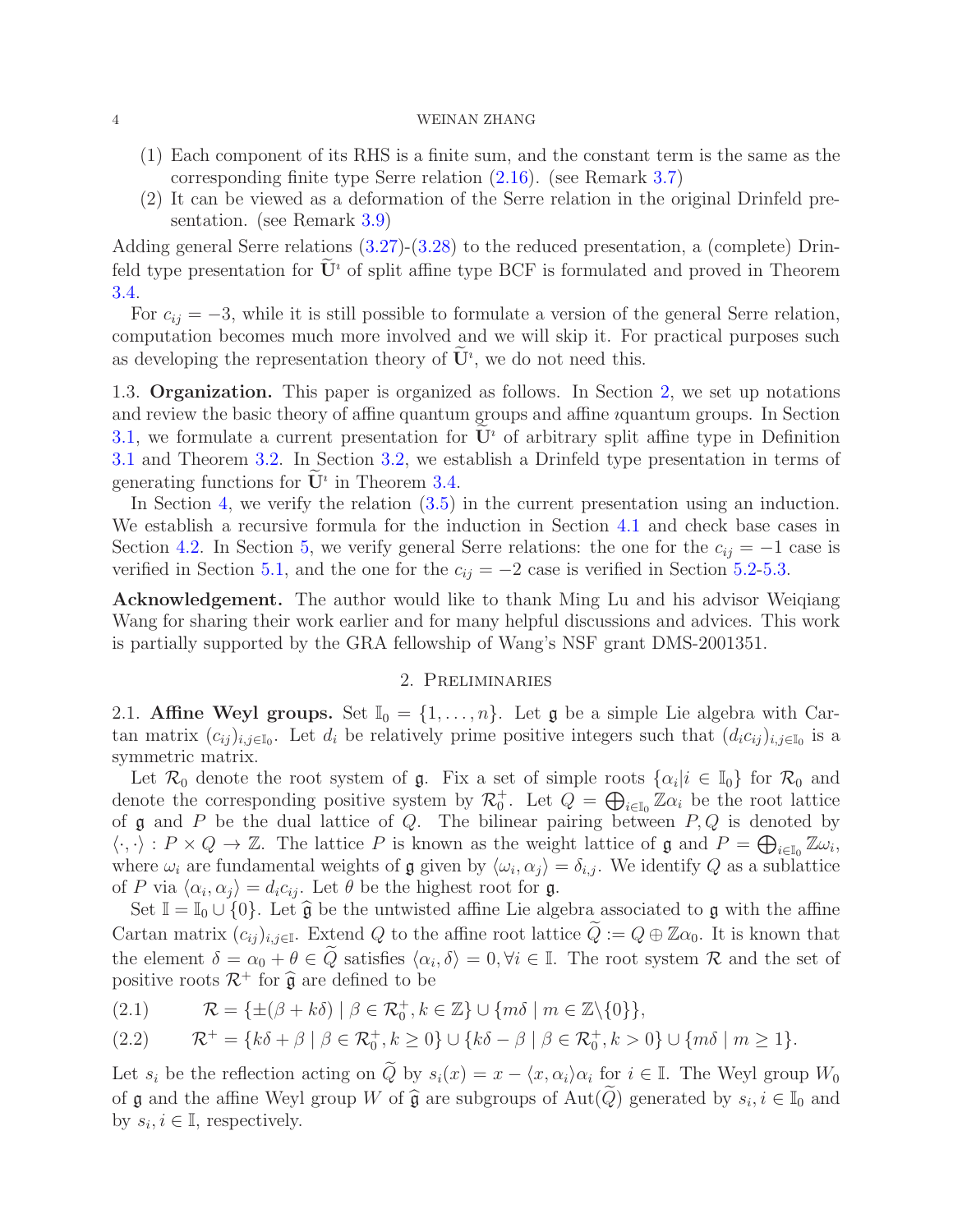(1) Each component of its RHS is a finite sum, and the constant term is the same as the corresponding finite type Serre relation (2.16). (see Remark 3.7)

(2) It can be viewed as a deformation of the Serre relation in the original Drinfeld presentation. (see Remark 3.9)

Adding general Serre relations (3.27)-(3.28) to the reduced presentation, a (complete) Drinfeld type presentation for $\widetilde{\mathbf{U}}^\imath$ of split affine type BCF is formulated and proved in Theorem 3.4.

For $c_{ij} = -3$, while it is still possible to formulate a version of the general Serre relation, computation becomes much more involved and we will skip it. For practical purposes such as developing the representation theory of $\widetilde{\mathbf{U}}^\imath$, we do not need this.

1.3. **Organization.** This paper is organized as follows. In Section 2, we set up notations and review the basic theory of affine quantum groups and affine $\imath$quantum groups. In Section 3.1, we formulate a current presentation for $\widetilde{\mathbf{U}}^\imath$ of arbitrary split affine type in Definition 3.1 and Theorem 3.2. In Section 3.2, we establish a Drinfeld type presentation in terms of generating functions for $\widetilde{\mathbf{U}}^\imath$ in Theorem 3.4.

In Section 4, we verify the relation (3.5) in the current presentation using an induction. We establish a recursive formula for the induction in Section 4.1 and check base cases in Section 4.2. In Section 5, we verify general Serre relations: the one for the $c_{ij} = -1$ case is verified in Section 5.1, and the one for the $c_{ij} = -2$ case is verified in Section 5.2-5.3.

**Acknowledgement.** The author would like to thank Ming Lu and his advisor Weiqiang Wang for sharing their work earlier and for many helpful discussions and advices. This work is partially supported by the GRA fellowship of Wang's NSF grant DMS-2001351.

## 2. Preliminaries

2.1. **Affine Weyl groups.** Set $\mathbb{I}_0 = \{1, \ldots, n\}$. Let $\mathfrak{g}$ be a simple Lie algebra with Cartan matrix $(c_{ij})_{i,j\in\mathbb{I}_0}$. Let $d_i$ be relatively prime positive integers such that $(d_i c_{ij})_{i,j\in\mathbb{I}_0}$ is a symmetric matrix.

Let $\mathcal{R}_0$ denote the root system of $\mathfrak{g}$. Fix a set of simple roots $\{\alpha_i | i \in \mathbb{I}_0\}$ for $\mathcal{R}_0$ and denote the corresponding positive system by $\mathcal{R}_0^+$. Let $Q = \bigoplus_{i\in\mathbb{I}_0} \mathbb{Z}\alpha_i$ be the root lattice of $\mathfrak{g}$ and $P$ be the dual lattice of $Q$. The bilinear pairing between $P, Q$ is denoted by $\langle \cdot, \cdot \rangle : P \times Q \to \mathbb{Z}$. The lattice $P$ is known as the weight lattice of $\mathfrak{g}$ and $P = \bigoplus_{i\in\mathbb{I}_0} \mathbb{Z}\omega_i$, where $\omega_i$ are fundamental weights of $\mathfrak{g}$ given by $\langle \omega_i, \alpha_j \rangle = \delta_{i,j}$. We identify $Q$ as a sublattice of $P$ via $\langle \alpha_i, \alpha_j \rangle = d_i c_{ij}$. Let $\theta$ be the highest root for $\mathfrak{g}$.

Set $\mathbb{I} = \mathbb{I}_0 \cup \{0\}$. Let $\widehat{\mathfrak{g}}$ be the untwisted affine Lie algebra associated to $\mathfrak{g}$ with the affine Cartan matrix $(c_{ij})_{i,j\in\mathbb{I}}$. Extend $Q$ to the affine root lattice $\widetilde{Q} := Q \oplus \mathbb{Z}\alpha_0$. It is known that the element $\delta = \alpha_0 + \theta \in \widetilde{Q}$ satisfies $\langle \alpha_i, \delta \rangle = 0, \forall i \in \mathbb{I}$. The root system $\mathcal{R}$ and the set of positive roots $\mathcal{R}^+$ for $\widehat{\mathfrak{g}}$ are defined to be

$$\mathcal{R} = \{\pm(\beta + k\delta) \mid \beta \in \mathcal{R}_0^+, k \in \mathbb{Z}\} \cup \{m\delta \mid m \in \mathbb{Z}\backslash\{0\}\}, \tag{2.1}$$

$$\mathcal{R}^+ = \{k\delta + \beta \mid \beta \in \mathcal{R}_0^+, k \geq 0\} \cup \{k\delta - \beta \mid \beta \in \mathcal{R}_0^+, k > 0\} \cup \{m\delta \mid m \geq 1\}. \tag{2.2}$$

Let $s_i$ be the reflection acting on $\widetilde{Q}$ by $s_i(x) = x - \langle x, \alpha_i \rangle \alpha_i$ for $i \in \mathbb{I}$. The Weyl group $W_0$ of $\mathfrak{g}$ and the affine Weyl group $W$ of $\widehat{\mathfrak{g}}$ are subgroups of $\mathrm{Aut}(\widetilde{Q})$ generated by $s_i, i \in \mathbb{I}_0$ and by $s_i, i \in \mathbb{I}$, respectively.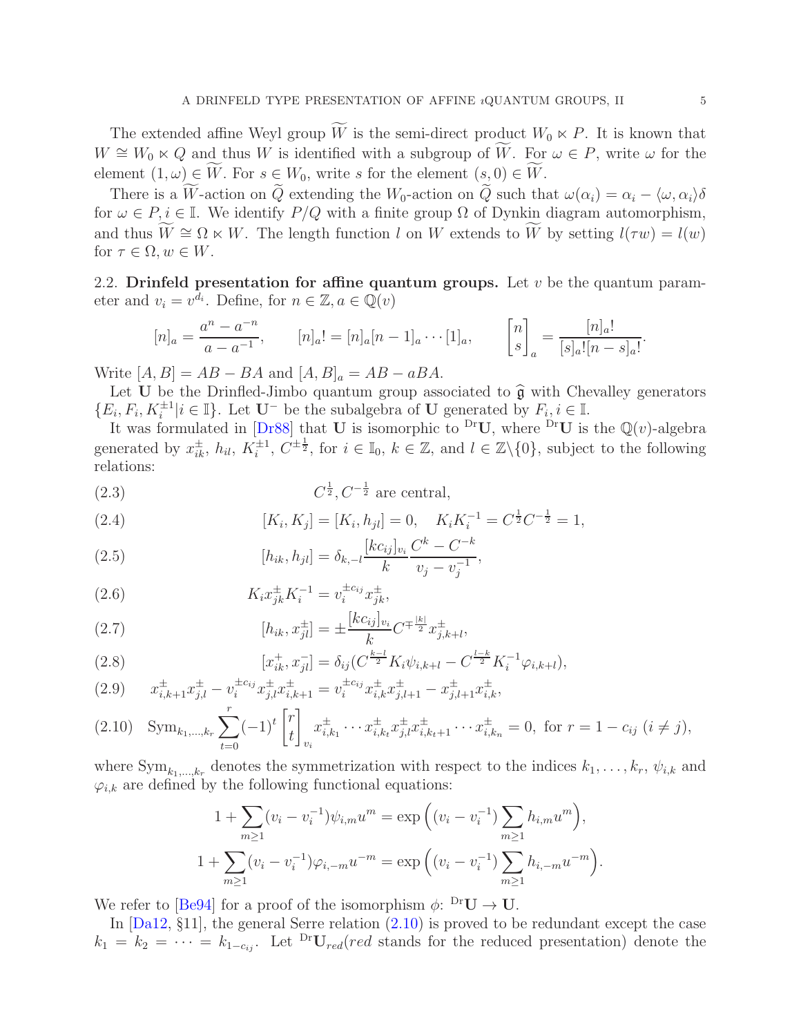The extended affine Weyl group $\widetilde{W}$ is the semi-direct product $W_0 \ltimes P$. It is known that $W \cong W_0 \ltimes Q$ and thus $W$ is identified with a subgroup of $\widetilde{W}$. For $\omega \in P$, write $\omega$ for the element $(1, \omega) \in \widetilde{W}$. For $s \in W_0$, write $s$ for the element $(s, 0) \in \widetilde{W}$.

There is a $\widetilde{W}$-action on $\widetilde{Q}$ extending the $W_0$-action on $\widetilde{Q}$ such that $\omega(\alpha_i) = \alpha_i - \langle \omega, \alpha_i \rangle \delta$ for $\omega \in P, i \in \mathbb{I}$. We identify $P/Q$ with a finite group $\Omega$ of Dynkin diagram automorphism, and thus $\widetilde{W} \cong \Omega \ltimes W$. The length function $l$ on $W$ extends to $\widetilde{W}$ by setting $l(\tau w) = l(w)$ for $\tau \in \Omega, w \in W$.

## 2.2. Drinfeld presentation for affine quantum groups.

Let $v$ be the quantum parameter and $v_i = v^{d_i}$. Define, for $n \in \mathbb{Z}, a \in \mathbb{Q}(v)$

$$[n]_a = \frac{a^n - a^{-n}}{a - a^{-1}}, \qquad [n]_a! = [n]_a [n-1]_a \cdots [1]_a, \qquad \begin{bmatrix} n \\ s \end{bmatrix}_a = \frac{[n]_a!}{[s]_a! [n-s]_a!}.$$

Write $[A, B] = AB - BA$ and $[A, B]_a = AB - aBA$.

Let $\mathbf{U}$ be the Drinfled-Jimbo quantum group associated to $\widehat{\mathfrak{g}}$ with Chevalley generators $\{E_i, F_i, K_i^{\pm 1} | i \in \mathbb{I}\}$. Let $\mathbf{U}^-$ be the subalgebra of $\mathbf{U}$ generated by $F_i, i \in \mathbb{I}$.

It was formulated in [Dr88] that $\mathbf{U}$ is isomorphic to ${}^{\mathrm{Dr}}\mathbf{U}$, where ${}^{\mathrm{Dr}}\mathbf{U}$ is the $\mathbb{Q}(v)$-algebra generated by $x_{ik}^{\pm}$, $h_{il}$, $K_i^{\pm 1}$, $C^{\pm \frac{1}{2}}$, for $i \in \mathbb{I}_0$, $k \in \mathbb{Z}$, and $l \in \mathbb{Z} \backslash \{0\}$, subject to the following relations:

$$C^{\frac{1}{2}}, C^{-\frac{1}{2}} \text{ are central,} \tag{2.3}$$

$$[K_i, K_j] = [K_i, h_{jl}] = 0, \quad K_i K_i^{-1} = C^{\frac{1}{2}} C^{-\frac{1}{2}} = 1, \tag{2.4}$$

$$[h_{ik}, h_{jl}] = \delta_{k,-l} \frac{[kc_{ij}]_{v_i}}{k} \frac{C^k - C^{-k}}{v_j - v_j^{-1}}, \tag{2.5}$$

$$K_i x_{jk}^{\pm} K_i^{-1} = v_i^{\pm c_{ij}} x_{jk}^{\pm}, \tag{2.6}$$

$$[h_{ik}, x_{jl}^{\pm}] = \pm \frac{[kc_{ij}]_{v_i}}{k} C^{\mp \frac{|k|}{2}} x_{j,k+l}^{\pm}, \tag{2.7}$$

$$[x_{ik}^{+}, x_{jl}^{-}] = \delta_{ij} (C^{\frac{k-l}{2}} K_i \psi_{i,k+l} - C^{\frac{l-k}{2}} K_i^{-1} \varphi_{i,k+l}), \tag{2.8}$$

$$x_{i,k+1}^{\pm} x_{j,l}^{\pm} - v_i^{\pm c_{ij}} x_{j,l}^{\pm} x_{i,k+1}^{\pm} = v_i^{\pm c_{ij}} x_{i,k}^{\pm} x_{j,l+1}^{\pm} - x_{j,l+1}^{\pm} x_{i,k}^{\pm}, \tag{2.9}$$

$$\mathrm{Sym}_{k_1, \ldots, k_r} \sum_{t=0}^{r} (-1)^t \begin{bmatrix} r \\ t \end{bmatrix}_{v_i} x_{i,k_1}^{\pm} \cdots x_{i,k_t}^{\pm} x_{j,l}^{\pm} x_{i,k_{t+1}}^{\pm} \cdots x_{i,k_n}^{\pm} = 0, \text{ for } r = 1 - c_{ij} \ (i \neq j), \tag{2.10}$$

where $\mathrm{Sym}_{k_1, \ldots, k_r}$ denotes the symmetrization with respect to the indices $k_1, \ldots, k_r$, $\psi_{i,k}$ and $\varphi_{i,k}$ are defined by the following functional equations:

$$1 + \sum_{m \geq 1} (v_i - v_i^{-1}) \psi_{i,m} u^m = \exp\Big( (v_i - v_i^{-1}) \sum_{m \geq 1} h_{i,m} u^m \Big),$$

$$1 + \sum_{m \geq 1} (v_i - v_i^{-1}) \varphi_{i,-m} u^{-m} = \exp\Big( (v_i - v_i^{-1}) \sum_{m \geq 1} h_{i,-m} u^{-m} \Big).$$

We refer to [Be94] for a proof of the isomorphism $\phi$: ${}^{\mathrm{Dr}}\mathbf{U} \to \mathbf{U}$.

In [Da12, §11], the general Serre relation (2.10) is proved to be redundant except the case $k_1 = k_2 = \cdots = k_{1-c_{ij}}$. Let ${}^{\mathrm{Dr}}\mathbf{U}_{red}$($red$ stands for the reduced presentation) denote the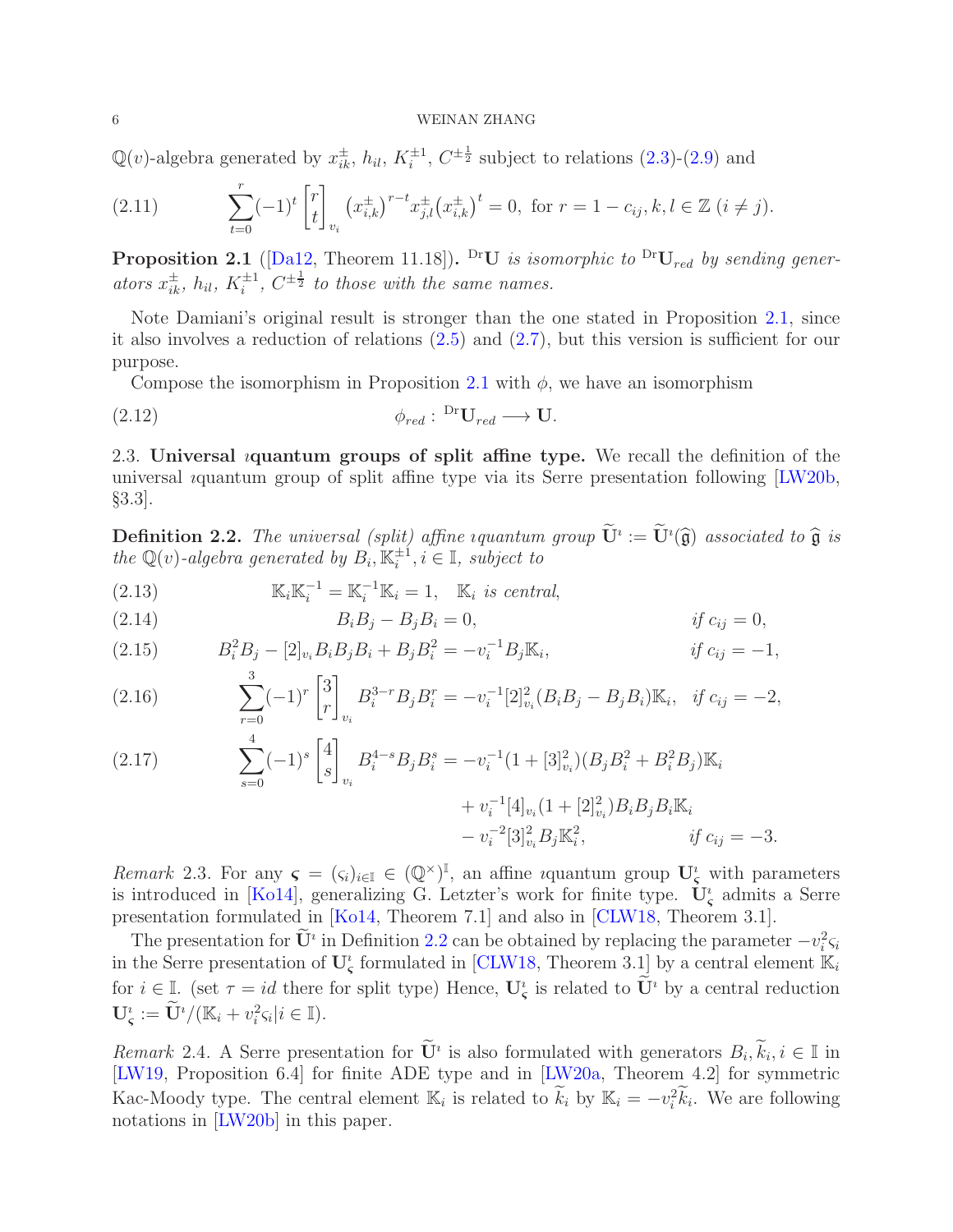$\mathbb{Q}(v)$-algebra generated by $x^{\pm}_{ik}$, $h_{il}$, $K_i^{\pm 1}$, $C^{\pm\frac{1}{2}}$ subject to relations (2.3)-(2.9) and

$$\sum_{t=0}^{r}(-1)^t \begin{bmatrix} r \\ t \end{bmatrix}_{v_i} \big(x^{\pm}_{i,k}\big)^{r-t} x^{\pm}_{j,l} \big(x^{\pm}_{i,k}\big)^{t} = 0, \text{ for } r = 1 - c_{ij}, k, l \in \mathbb{Z} \ (i \neq j). \tag{2.11}$$

**Proposition 2.1** ([Da12, Theorem 11.18])**.** *${}^{\mathrm{Dr}}\mathbf{U}$ is isomorphic to ${}^{\mathrm{Dr}}\mathbf{U}_{red}$ by sending generators $x^{\pm}_{ik}$, $h_{il}$, $K_i^{\pm 1}$, $C^{\pm\frac{1}{2}}$ to those with the same names.*

Note Damiani's original result is stronger than the one stated in Proposition 2.1, since it also involves a reduction of relations (2.5) and (2.7), but this version is sufficient for our purpose.

Compose the isomorphism in Proposition 2.1 with $\phi$, we have an isomorphism

$$\phi_{red} : {}^{\mathrm{Dr}}\mathbf{U}_{red} \longrightarrow \mathbf{U}. \tag{2.12}$$

2.3. **Universal $\imath$quantum groups of split affine type.** We recall the definition of the universal $\imath$quantum group of split affine type via its Serre presentation following [LW20b, §3.3].

**Definition 2.2.** *The universal (split) affine $\imath$quantum group $\widetilde{\mathbf{U}}^\imath := \widetilde{\mathbf{U}}^\imath(\widehat{\mathfrak{g}})$ associated to $\widehat{\mathfrak{g}}$ is the $\mathbb{Q}(v)$-algebra generated by $B_i, \mathbb{K}_i^{\pm 1}, i \in \mathbb{I}$, subject to*

$$\mathbb{K}_i\mathbb{K}_i^{-1} = \mathbb{K}_i^{-1}\mathbb{K}_i = 1, \quad \mathbb{K}_i \text{ is central}, \tag{2.13}$$

$$B_iB_j - B_jB_i = 0, \qquad \text{if } c_{ij} = 0, \tag{2.14}$$

$$B_i^2B_j - [2]_{v_i}B_iB_jB_i + B_jB_i^2 = -v_i^{-1}B_j\mathbb{K}_i, \qquad \text{if } c_{ij} = -1, \tag{2.15}$$

$$\sum_{r=0}^{3}(-1)^r \begin{bmatrix} 3 \\ r \end{bmatrix}_{v_i} B_i^{3-r}B_jB_i^r = -v_i^{-1}[2]_{v_i}^2(B_iB_j - B_jB_i)\mathbb{K}_i, \quad \text{if } c_{ij} = -2, \tag{2.16}$$

$$\begin{aligned}\sum_{s=0}^{4}(-1)^s \begin{bmatrix} 4 \\ s \end{bmatrix}_{v_i} B_i^{4-s}B_jB_i^s = & -v_i^{-1}(1 + [3]_{v_i}^2)(B_jB_i^2 + B_i^2B_j)\mathbb{K}_i \\ & + v_i^{-1}[4]_{v_i}(1 + [2]_{v_i}^2)B_iB_jB_i\mathbb{K}_i \\ & - v_i^{-2}[3]_{v_i}^2 B_j\mathbb{K}_i^2, \qquad \text{if } c_{ij} = -3.\end{aligned} \tag{2.17}$$

*Remark* 2.3. For any $\boldsymbol{\varsigma} = (\varsigma_i)_{i\in\mathbb{I}} \in (\mathbb{Q}^\times)^{\mathbb{I}}$, an affine $\imath$quantum group $\mathbf{U}^\imath_{\boldsymbol{\varsigma}}$ with parameters is introduced in [Ko14], generalizing G. Letzter's work for finite type. $\mathbf{U}^\imath_{\boldsymbol{\varsigma}}$ admits a Serre presentation formulated in [Ko14, Theorem 7.1] and also in [CLW18, Theorem 3.1].

The presentation for $\widetilde{\mathbf{U}}^\imath$ in Definition 2.2 can be obtained by replacing the parameter $-v_i^2\varsigma_i$ in the Serre presentation of $\mathbf{U}^\imath_{\boldsymbol{\varsigma}}$ formulated in [CLW18, Theorem 3.1] by a central element $\mathbb{K}_i$ for $i \in \mathbb{I}$. (set $\tau = id$ there for split type) Hence, $\mathbf{U}^\imath_{\boldsymbol{\varsigma}}$ is related to $\widetilde{\mathbf{U}}^\imath$ by a central reduction $\mathbf{U}^\imath_{\boldsymbol{\varsigma}} := \widetilde{\mathbf{U}}^\imath/(\mathbb{K}_i + v_i^2\varsigma_i | i \in \mathbb{I})$.

*Remark* 2.4. A Serre presentation for $\widetilde{\mathbf{U}}^\imath$ is also formulated with generators $B_i, \widetilde{k}_i, i \in \mathbb{I}$ in [LW19, Proposition 6.4] for finite ADE type and in [LW20a, Theorem 4.2] for symmetric Kac-Moody type. The central element $\mathbb{K}_i$ is related to $\widetilde{k}_i$ by $\mathbb{K}_i = -v_i^2\widetilde{k}_i$. We are following notations in [LW20b] in this paper.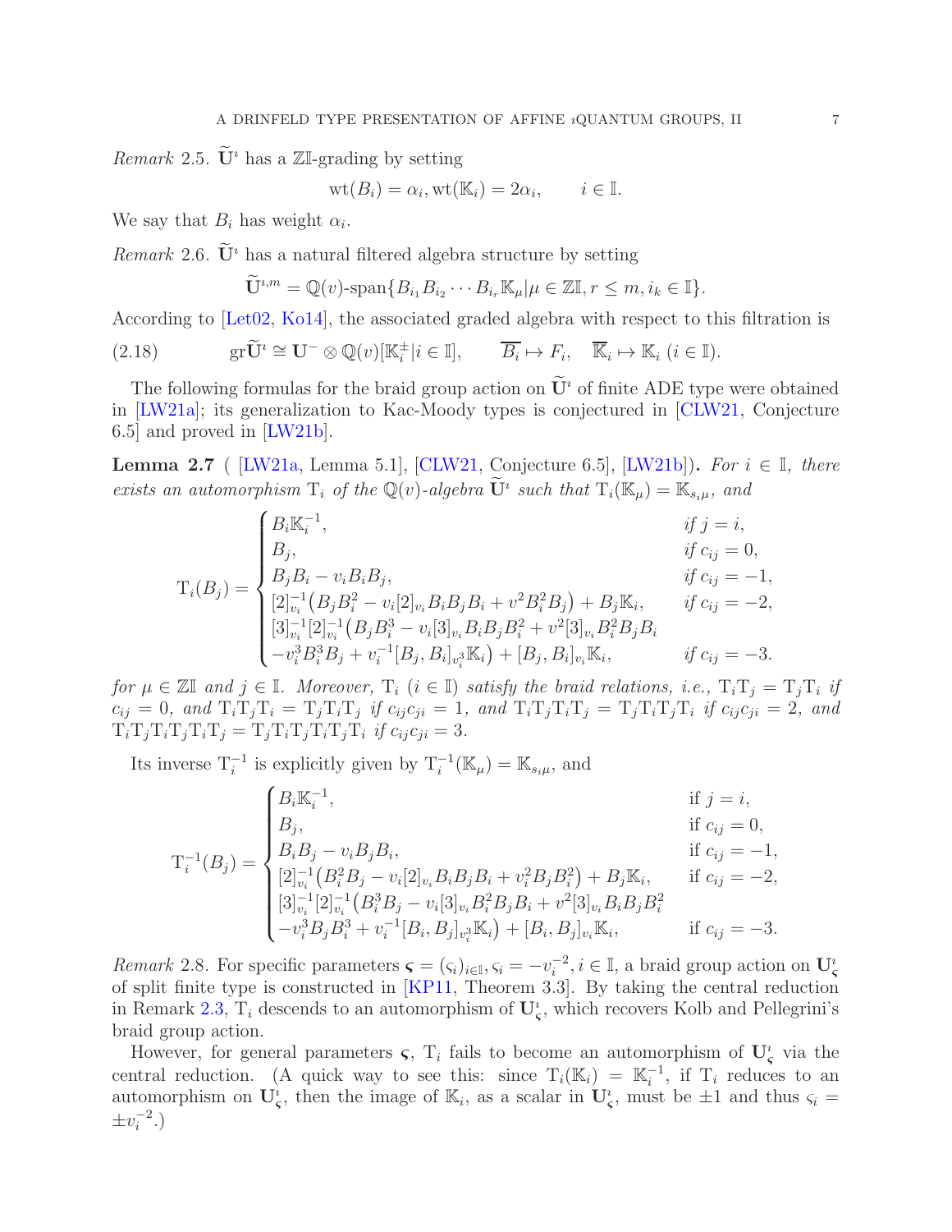*Remark* 2.5. $\widetilde{\mathbf{U}}^\imath$ has a $\mathbb{Z}\mathbb{I}$-grading by setting

$$\mathrm{wt}(B_i) = \alpha_i, \mathrm{wt}(\mathbb{K}_i) = 2\alpha_i, \qquad i \in \mathbb{I}.$$

We say that $B_i$ has weight $\alpha_i$.

*Remark* 2.6. $\widetilde{\mathbf{U}}^\imath$ has a natural filtered algebra structure by setting

$$\widetilde{\mathbf{U}}^{\imath,m} = \mathbb{Q}(v)\text{-span}\{B_{i_1}B_{i_2}\cdots B_{i_r}\mathbb{K}_\mu | \mu \in \mathbb{Z}\mathbb{I}, r \leq m, i_k \in \mathbb{I}\}.$$

According to [Let02, Ko14], the associated graded algebra with respect to this filtration is

$$\mathrm{gr}\widetilde{\mathbf{U}}^\imath \cong \mathbf{U}^- \otimes \mathbb{Q}(v)[\mathbb{K}_i^\pm | i \in \mathbb{I}], \qquad \overline{B_i} \mapsto F_i, \quad \overline{\mathbb{K}}_i \mapsto \mathbb{K}_i \ (i \in \mathbb{I}). \tag{2.18}$$

The following formulas for the braid group action on $\widetilde{\mathbf{U}}^\imath$ of finite ADE type were obtained in [LW21a]; its generalization to Kac-Moody types is conjectured in [CLW21, Conjecture 6.5] and proved in [LW21b].

**Lemma 2.7** ( [LW21a, Lemma 5.1], [CLW21, Conjecture 6.5], [LW21b]). *For $i \in \mathbb{I}$, there exists an automorphism $\mathrm{T}_i$ of the $\mathbb{Q}(v)$-algebra $\widetilde{\mathbf{U}}^\imath$ such that $\mathrm{T}_i(\mathbb{K}_\mu) = \mathbb{K}_{s_i\mu}$, and*

$$\mathrm{T}_i(B_j) = \begin{cases} B_i\mathbb{K}_i^{-1}, & \text{if } j = i,\\ B_j, & \text{if } c_{ij} = 0,\\ B_jB_i - v_iB_iB_j, & \text{if } c_{ij} = -1,\\ [2]_{v_i}^{-1}\big(B_jB_i^2 - v_i[2]_{v_i}B_iB_jB_i + v^2B_i^2B_j\big) + B_j\mathbb{K}_i, & \text{if } c_{ij} = -2,\\ [3]_{v_i}^{-1}[2]_{v_i}^{-1}\big(B_jB_i^3 - v_i[3]_{v_i}B_iB_jB_i^2 + v^2[3]_{v_i}B_i^2B_jB_i & \\ -v_i^3B_i^3B_j + v_i^{-1}[B_j, B_i]_{v_i^3}\mathbb{K}_i\big) + [B_j, B_i]_{v_i}\mathbb{K}_i, & \text{if } c_{ij} = -3. \end{cases}$$

*for $\mu \in \mathbb{Z}\mathbb{I}$ and $j \in \mathbb{I}$. Moreover, $\mathrm{T}_i$ ($i \in \mathbb{I}$) satisfy the braid relations, i.e., $\mathrm{T}_i\mathrm{T}_j = \mathrm{T}_j\mathrm{T}_i$ if $c_{ij} = 0$, and $\mathrm{T}_i\mathrm{T}_j\mathrm{T}_i = \mathrm{T}_j\mathrm{T}_i\mathrm{T}_j$ if $c_{ij}c_{ji} = 1$, and $\mathrm{T}_i\mathrm{T}_j\mathrm{T}_i\mathrm{T}_j = \mathrm{T}_j\mathrm{T}_i\mathrm{T}_j\mathrm{T}_i$ if $c_{ij}c_{ji} = 2$, and $\mathrm{T}_i\mathrm{T}_j\mathrm{T}_i\mathrm{T}_j\mathrm{T}_i\mathrm{T}_j = \mathrm{T}_j\mathrm{T}_i\mathrm{T}_j\mathrm{T}_i\mathrm{T}_j\mathrm{T}_i$ if $c_{ij}c_{ji} = 3$.*

Its inverse $\mathrm{T}_i^{-1}$ is explicitly given by $\mathrm{T}_i^{-1}(\mathbb{K}_\mu) = \mathbb{K}_{s_i\mu}$, and

$$\mathrm{T}_i^{-1}(B_j) = \begin{cases} B_i\mathbb{K}_i^{-1}, & \text{if } j = i,\\ B_j, & \text{if } c_{ij} = 0,\\ B_iB_j - v_iB_jB_i, & \text{if } c_{ij} = -1,\\ [2]_{v_i}^{-1}\big(B_i^2B_j - v_i[2]_{v_i}B_iB_jB_i + v_i^2B_jB_i^2\big) + B_j\mathbb{K}_i, & \text{if } c_{ij} = -2,\\ [3]_{v_i}^{-1}[2]_{v_i}^{-1}\big(B_i^3B_j - v_i[3]_{v_i}B_i^2B_jB_i + v^2[3]_{v_i}B_iB_jB_i^2 & \\ -v_i^3B_jB_i^3 + v_i^{-1}[B_i, B_j]_{v_i^3}\mathbb{K}_i\big) + [B_i, B_j]_{v_i}\mathbb{K}_i, & \text{if } c_{ij} = -3. \end{cases}$$

*Remark* 2.8. For specific parameters $\boldsymbol{\varsigma} = (\varsigma_i)_{i\in\mathbb{I}}, \varsigma_i = -v_i^{-2}, i \in \mathbb{I}$, a braid group action on $\mathbf{U}^\imath_{\boldsymbol{\varsigma}}$ of split finite type is constructed in [KP11, Theorem 3.3]. By taking the central reduction in Remark 2.3, $\mathrm{T}_i$ descends to an automorphism of $\mathbf{U}^\imath_{\boldsymbol{\varsigma}}$, which recovers Kolb and Pellegrini's braid group action.

However, for general parameters $\boldsymbol{\varsigma}$, $\mathrm{T}_i$ fails to become an automorphism of $\mathbf{U}^\imath_{\boldsymbol{\varsigma}}$ via the central reduction. (A quick way to see this: since $\mathrm{T}_i(\mathbb{K}_i) = \mathbb{K}_i^{-1}$, if $\mathrm{T}_i$ reduces to an automorphism on $\mathbf{U}^\imath_{\boldsymbol{\varsigma}}$, then the image of $\mathbb{K}_i$, as a scalar in $\mathbf{U}^\imath_{\boldsymbol{\varsigma}}$, must be $\pm 1$ and thus $\varsigma_i = \pm v_i^{-2}$.)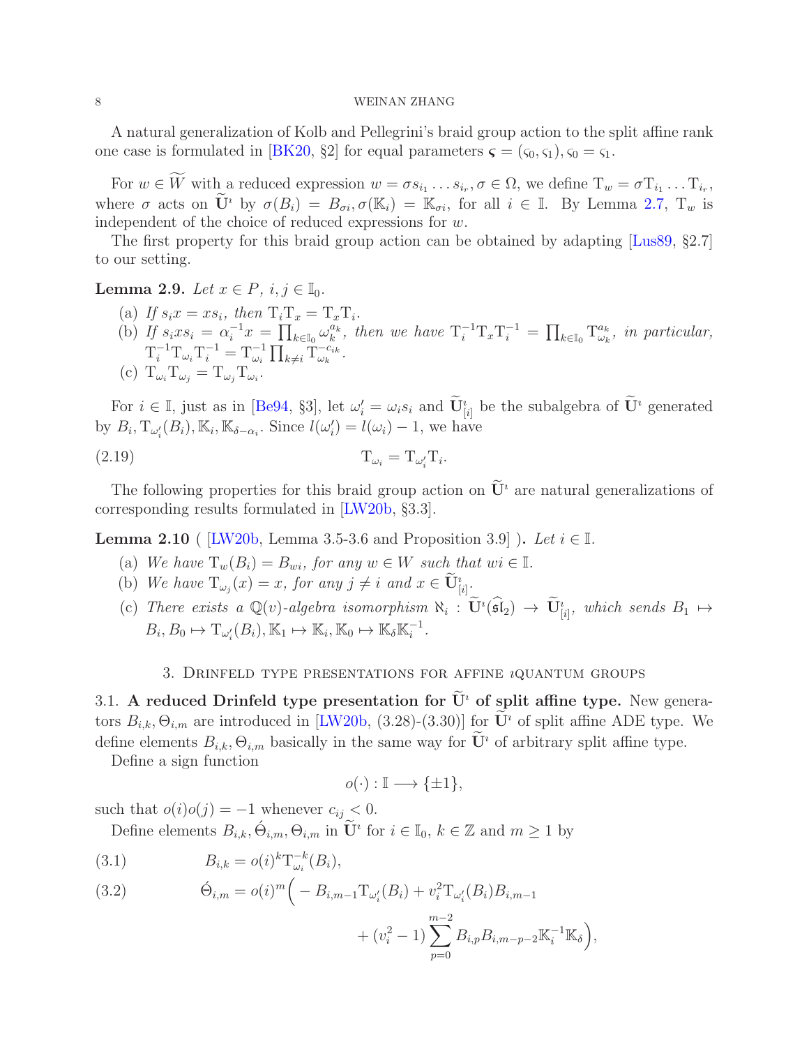A natural generalization of Kolb and Pellegrini's braid group action to the split affine rank one case is formulated in [BK20, §2] for equal parameters $\boldsymbol{\varsigma} = (\varsigma_0, \varsigma_1), \varsigma_0 = \varsigma_1$.

For $w \in \widetilde{W}$ with a reduced expression $w = \sigma s_{i_1} \dots s_{i_r}, \sigma \in \Omega$, we define $\mathrm{T}_w = \sigma \mathrm{T}_{i_1} \dots \mathrm{T}_{i_r}$, where $\sigma$ acts on $\widetilde{\mathbf{U}}^\imath$ by $\sigma(B_i) = B_{\sigma i}, \sigma(\mathbb{K}_i) = \mathbb{K}_{\sigma i}$, for all $i \in \mathbb{I}$. By Lemma 2.7, $\mathrm{T}_w$ is independent of the choice of reduced expressions for $w$.

The first property for this braid group action can be obtained by adapting [Lus89, §2.7] to our setting.

**Lemma 2.9.** *Let $x \in P$, $i, j \in \mathbb{I}_0$.*

(a) *If $s_i x = x s_i$, then $\mathrm{T}_i \mathrm{T}_x = \mathrm{T}_x \mathrm{T}_i$.*

(b) *If $s_i x s_i = \alpha_i^{-1} x = \prod_{k \in \mathbb{I}_0} \omega_k^{a_k}$, then we have $\mathrm{T}_i^{-1} \mathrm{T}_x \mathrm{T}_i^{-1} = \prod_{k \in \mathbb{I}_0} \mathrm{T}_{\omega_k}^{a_k}$, in particular, $\mathrm{T}_i^{-1} \mathrm{T}_{\omega_i} \mathrm{T}_i^{-1} = \mathrm{T}_{\omega_i}^{-1} \prod_{k \neq i} \mathrm{T}_{\omega_k}^{-c_{ik}}$.*

(c) *$\mathrm{T}_{\omega_i} \mathrm{T}_{\omega_j} = \mathrm{T}_{\omega_j} \mathrm{T}_{\omega_i}$.*

For $i \in \mathbb{I}$, just as in [Be94, §3], let $\omega_i' = \omega_i s_i$ and $\widetilde{\mathbf{U}}^\imath_{[i]}$ be the subalgebra of $\widetilde{\mathbf{U}}^\imath$ generated by $B_i, \mathrm{T}_{\omega_i'}(B_i), \mathbb{K}_i, \mathbb{K}_{\delta - \alpha_i}$. Since $l(\omega_i') = l(\omega_i) - 1$, we have

$$\mathrm{T}_{\omega_i} = \mathrm{T}_{\omega_i'} \mathrm{T}_i. \tag{2.19}$$

The following properties for this braid group action on $\widetilde{\mathbf{U}}^\imath$ are natural generalizations of corresponding results formulated in [LW20b, §3.3].

**Lemma 2.10** ( [LW20b, Lemma 3.5-3.6 and Proposition 3.9] ). *Let $i \in \mathbb{I}$.*

(a) *We have $\mathrm{T}_w(B_i) = B_{wi}$, for any $w \in W$ such that $wi \in \mathbb{I}$.*

(b) *We have $\mathrm{T}_{\omega_j}(x) = x$, for any $j \neq i$ and $x \in \widetilde{\mathbf{U}}^\imath_{[i]}$.*

(c) *There exists a $\mathbb{Q}(v)$-algebra isomorphism $\aleph_i : \widetilde{\mathbf{U}}^\imath(\widehat{\mathfrak{sl}}_2) \to \widetilde{\mathbf{U}}^\imath_{[i]}$, which sends $B_1 \mapsto B_i, B_0 \mapsto \mathrm{T}_{\omega_i'}(B_i), \mathbb{K}_1 \mapsto \mathbb{K}_i, \mathbb{K}_0 \mapsto \mathbb{K}_\delta \mathbb{K}_i^{-1}$.*

## 3. Drinfeld type presentations for affine $\imath$quantum groups

### 3.1. A reduced Drinfeld type presentation for $\widetilde{\mathbf{U}}^\imath$ of split affine type.

New generators $B_{i,k}, \Theta_{i,m}$ are introduced in [LW20b, (3.28)-(3.30)] for $\widetilde{\mathbf{U}}^\imath$ of split affine ADE type. We define elements $B_{i,k}, \Theta_{i,m}$ basically in the same way for $\widetilde{\mathbf{U}}^\imath$ of arbitrary split affine type.

Define a sign function

$$o(\cdot) : \mathbb{I} \longrightarrow \{\pm 1\},$$

such that $o(i)o(j) = -1$ whenever $c_{ij} < 0$.

Define elements $B_{i,k}, \acute{\Theta}_{i,m}, \Theta_{i,m}$ in $\widetilde{\mathbf{U}}^\imath$ for $i \in \mathbb{I}_0$, $k \in \mathbb{Z}$ and $m \geq 1$ by

$$B_{i,k} = o(i)^k \mathrm{T}_{\omega_i}^{-k}(B_i), \tag{3.1}$$

$$\acute{\Theta}_{i,m} = o(i)^m \Big( - B_{i,m-1} \mathrm{T}_{\omega_i'}(B_i) + v_i^2 \mathrm{T}_{\omega_i'}(B_i) B_{i,m-1} + (v_i^2 - 1) \sum_{p=0}^{m-2} B_{i,p} B_{i,m-p-2} \mathbb{K}_i^{-1} \mathbb{K}_\delta \Big), \tag{3.2}$$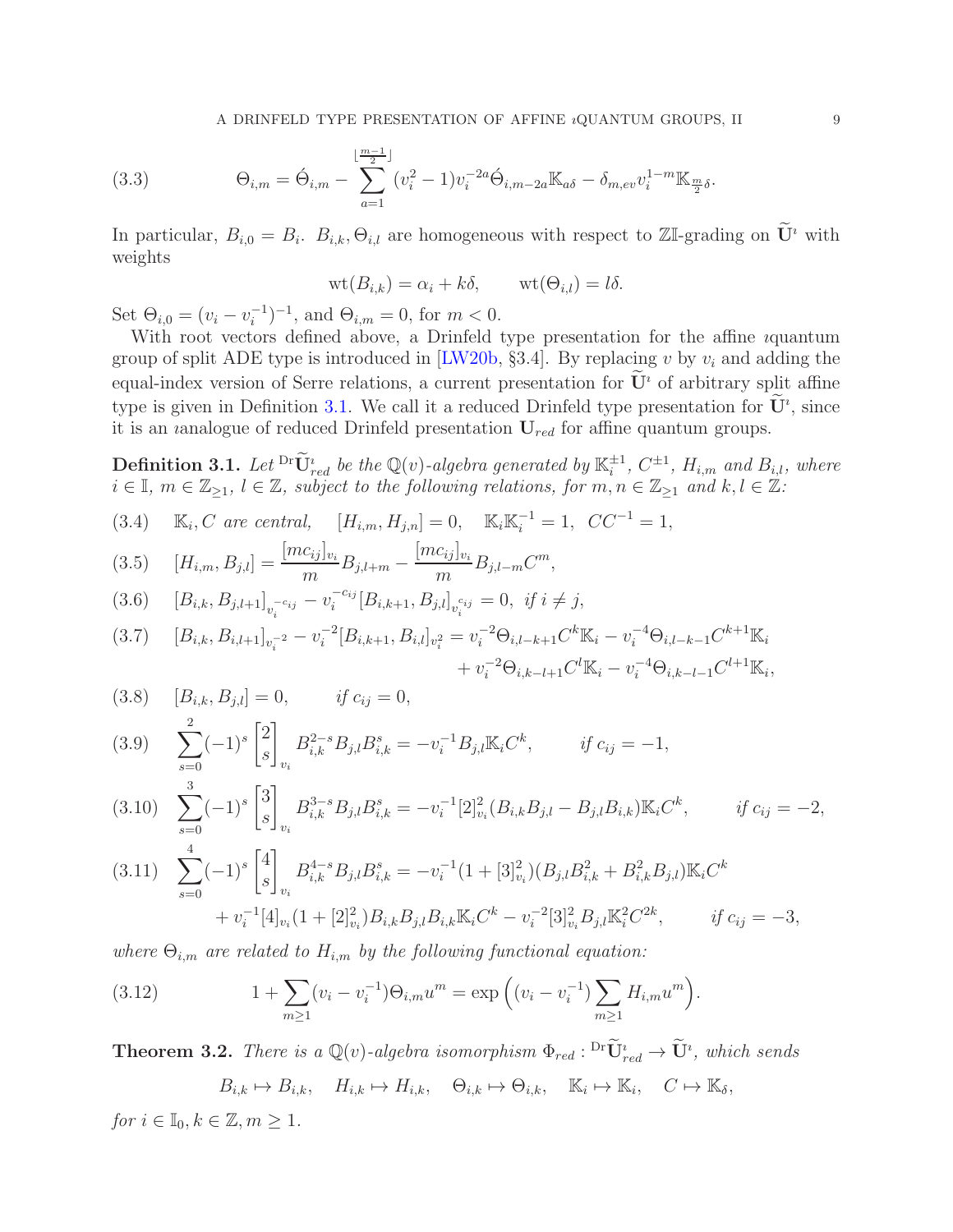$$\Theta_{i,m} = \acute{\Theta}_{i,m} - \sum_{a=1}^{\lfloor \frac{m-1}{2} \rfloor} (v_i^2 - 1) v_i^{-2a} \acute{\Theta}_{i,m-2a} \mathbb{K}_{a\delta} - \delta_{m,ev} v_i^{1-m} \mathbb{K}_{\frac{m}{2}\delta}. \tag{3.3}$$

In particular, $B_{i,0} = B_i$. $B_{i,k}, \Theta_{i,l}$ are homogeneous with respect to $\mathbb{Z}\mathbb{I}$-grading on $\widetilde{\mathbf{U}}^\imath$ with weights

$$\mathrm{wt}(B_{i,k}) = \alpha_i + k\delta, \qquad \mathrm{wt}(\Theta_{i,l}) = l\delta.$$

Set $\Theta_{i,0} = (v_i - v_i^{-1})^{-1}$, and $\Theta_{i,m} = 0$, for $m < 0$.

With root vectors defined above, a Drinfeld type presentation for the affine $\imath$quantum group of split ADE type is introduced in [LW20b, §3.4]. By replacing $v$ by $v_i$ and adding the equal-index version of Serre relations, a current presentation for $\widetilde{\mathbf{U}}^\imath$ of arbitrary split affine type is given in Definition 3.1. We call it a reduced Drinfeld type presentation for $\widetilde{\mathbf{U}}^\imath$, since it is an $\imath$analogue of reduced Drinfeld presentation $\mathbf{U}_{red}$ for affine quantum groups.

**Definition 3.1.** *Let ${}^{\mathrm{Dr}}\widetilde{\mathbf{U}}^\imath_{red}$ be the $\mathbb{Q}(v)$-algebra generated by $\mathbb{K}_i^{\pm 1}$, $C^{\pm 1}$, $H_{i,m}$ and $B_{i,l}$, where $i \in \mathbb{I}$, $m \in \mathbb{Z}_{\geq 1}$, $l \in \mathbb{Z}$, subject to the following relations, for $m, n \in \mathbb{Z}_{\geq 1}$ and $k, l \in \mathbb{Z}$:*

$$\mathbb{K}_i, C \text{ are central}, \quad [H_{i,m}, H_{j,n}] = 0, \quad \mathbb{K}_i\mathbb{K}_i^{-1} = 1, \ \ CC^{-1} = 1, \tag{3.4}$$

$$[H_{i,m}, B_{j,l}] = \frac{[mc_{ij}]_{v_i}}{m} B_{j,l+m} - \frac{[mc_{ij}]_{v_i}}{m} B_{j,l-m} C^m, \tag{3.5}$$

$$[B_{i,k}, B_{j,l+1}]_{v_i^{-c_{ij}}} - v_i^{-c_{ij}} [B_{i,k+1}, B_{j,l}]_{v_i^{c_{ij}}} = 0, \ \text{if } i \neq j, \tag{3.6}$$

$$\begin{aligned}[B_{i,k}, B_{i,l+1}]_{v_i^{-2}} - v_i^{-2}[B_{i,k+1}, B_{i,l}]_{v_i^2} = {} & v_i^{-2}\Theta_{i,l-k+1}C^k\mathbb{K}_i - v_i^{-4}\Theta_{i,l-k-1}C^{k+1}\mathbb{K}_i \\ & + v_i^{-2}\Theta_{i,k-l+1}C^l\mathbb{K}_i - v_i^{-4}\Theta_{i,k-l-1}C^{l+1}\mathbb{K}_i,\end{aligned} \tag{3.7}$$

$$[B_{i,k}, B_{j,l}] = 0, \qquad \text{if } c_{ij} = 0, \tag{3.8}$$

$$\sum_{s=0}^{2} (-1)^s \begin{bmatrix} 2 \\ s \end{bmatrix}_{v_i} B_{i,k}^{2-s} B_{j,l} B_{i,k}^s = -v_i^{-1} B_{j,l} \mathbb{K}_i C^k, \qquad \text{if } c_{ij} = -1, \tag{3.9}$$

$$\sum_{s=0}^{3} (-1)^s \begin{bmatrix} 3 \\ s \end{bmatrix}_{v_i} B_{i,k}^{3-s} B_{j,l} B_{i,k}^s = -v_i^{-1} [2]_{v_i}^2 (B_{i,k}B_{j,l} - B_{j,l}B_{i,k}) \mathbb{K}_i C^k, \qquad \text{if } c_{ij} = -2, \tag{3.10}$$

$$\begin{aligned}\sum_{s=0}^{4} (-1)^s \begin{bmatrix} 4 \\ s \end{bmatrix}_{v_i} B_{i,k}^{4-s} B_{j,l} B_{i,k}^s = {} & -v_i^{-1}(1 + [3]_{v_i}^2)(B_{j,l}B_{i,k}^2 + B_{i,k}^2 B_{j,l})\mathbb{K}_i C^k \\ & + v_i^{-1}[4]_{v_i}(1 + [2]_{v_i}^2) B_{i,k}B_{j,l}B_{i,k}\mathbb{K}_i C^k - v_i^{-2}[3]_{v_i}^2 B_{j,l}\mathbb{K}_i^2 C^{2k}, \qquad \text{if } c_{ij} = -3,\end{aligned} \tag{3.11}$$

*where $\Theta_{i,m}$ are related to $H_{i,m}$ by the following functional equation:*

$$1 + \sum_{m \geq 1} (v_i - v_i^{-1}) \Theta_{i,m} u^m = \exp\Big( (v_i - v_i^{-1}) \sum_{m \geq 1} H_{i,m} u^m \Big). \tag{3.12}$$

**Theorem 3.2.** *There is a $\mathbb{Q}(v)$-algebra isomorphism $\Phi_{red} : {}^{\mathrm{Dr}}\widetilde{\mathbf{U}}^\imath_{red} \to \widetilde{\mathbf{U}}^\imath$, which sends*

$$B_{i,k} \mapsto B_{i,k}, \quad H_{i,k} \mapsto H_{i,k}, \quad \Theta_{i,k} \mapsto \Theta_{i,k}, \quad \mathbb{K}_i \mapsto \mathbb{K}_i, \quad C \mapsto \mathbb{K}_\delta,$$

*for $i \in \mathbb{I}_0, k \in \mathbb{Z}, m \geq 1$.*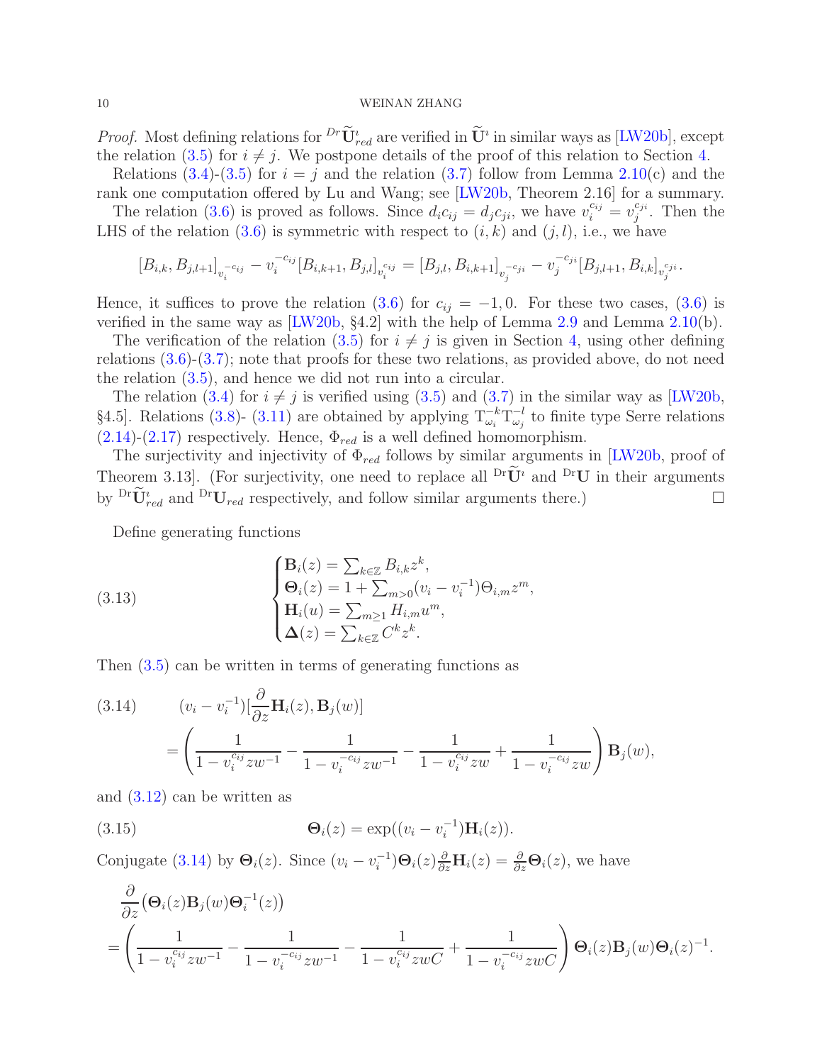*Proof.* Most defining relations for ${}^{Dr}\widetilde{\mathbf{U}}^\imath_{red}$ are verified in $\widetilde{\mathbf{U}}^\imath$ in similar ways as [LW20b], except the relation (3.5) for $i \neq j$. We postpone details of the proof of this relation to Section 4.

Relations (3.4)-(3.5) for $i = j$ and the relation (3.7) follow from Lemma 2.10(c) and the rank one computation offered by Lu and Wang; see [LW20b, Theorem 2.16] for a summary.

The relation (3.6) is proved as follows. Since $d_i c_{ij} = d_j c_{ji}$, we have $v_i^{c_{ij}} = v_j^{c_{ji}}$. Then the LHS of the relation (3.6) is symmetric with respect to $(i,k)$ and $(j,l)$, i.e., we have

$$[B_{i,k}, B_{j,l+1}]_{v_i^{-c_{ij}}} - v_i^{-c_{ij}}[B_{i,k+1}, B_{j,l}]_{v_i^{c_{ij}}} = [B_{j,l}, B_{i,k+1}]_{v_j^{-c_{ji}}} - v_j^{-c_{ji}}[B_{j,l+1}, B_{i,k}]_{v_j^{c_{ji}}}.$$

Hence, it suffices to prove the relation (3.6) for $c_{ij} = -1, 0$. For these two cases, (3.6) is verified in the same way as [LW20b, §4.2] with the help of Lemma 2.9 and Lemma 2.10(b).

The verification of the relation (3.5) for $i \neq j$ is given in Section 4, using other defining relations (3.6)-(3.7); note that proofs for these two relations, as provided above, do not need the relation (3.5), and hence we did not run into a circular.

The relation (3.4) for $i \neq j$ is verified using (3.5) and (3.7) in the similar way as [LW20b, §4.5]. Relations (3.8)- (3.11) are obtained by applying $\mathrm{T}_{\omega_i}^{-k}\mathrm{T}_{\omega_j}^{-l}$ to finite type Serre relations (2.14)-(2.17) respectively. Hence, $\Phi_{red}$ is a well defined homomorphism.

The surjectivity and injectivity of $\Phi_{red}$ follows by similar arguments in [LW20b, proof of Theorem 3.13]. (For surjectivity, one need to replace all ${}^{\mathrm{Dr}}\widetilde{\mathbf{U}}^\imath$ and ${}^{\mathrm{Dr}}\mathbf{U}$ in their arguments by ${}^{\mathrm{Dr}}\widetilde{\mathbf{U}}^\imath_{red}$ and ${}^{\mathrm{Dr}}\mathbf{U}_{red}$ respectively, and follow similar arguments there.) $\square$

Define generating functions

$$\begin{cases} \mathbf{B}_i(z) = \sum_{k\in\mathbb{Z}} B_{i,k} z^k, \\ \mathbf{\Theta}_i(z) = 1 + \sum_{m>0}(v_i - v_i^{-1})\Theta_{i,m} z^m, \\ \mathbf{H}_i(u) = \sum_{m\geq 1} H_{i,m} u^m, \\ \mathbf{\Delta}(z) = \sum_{k\in\mathbb{Z}} C^k z^k. \end{cases} \tag{3.13}$$

Then (3.5) can be written in terms of generating functions as

$$\begin{aligned} &(v_i - v_i^{-1})[\frac{\partial}{\partial z}\mathbf{H}_i(z), \mathbf{B}_j(w)] \\ &= \left(\frac{1}{1 - v_i^{c_{ij}} z w^{-1}} - \frac{1}{1 - v_i^{-c_{ij}} z w^{-1}} - \frac{1}{1 - v_i^{c_{ij}} z w} + \frac{1}{1 - v_i^{-c_{ij}} z w}\right)\mathbf{B}_j(w), \end{aligned} \tag{3.14}$$

and (3.12) can be written as

$$\mathbf{\Theta}_i(z) = \exp((v_i - v_i^{-1})\mathbf{H}_i(z)). \tag{3.15}$$

Conjugate (3.14) by $\mathbf{\Theta}_i(z)$. Since $(v_i - v_i^{-1})\mathbf{\Theta}_i(z)\frac{\partial}{\partial z}\mathbf{H}_i(z) = \frac{\partial}{\partial z}\mathbf{\Theta}_i(z)$, we have

$$\begin{aligned} &\frac{\partial}{\partial z}\big(\mathbf{\Theta}_i(z)\mathbf{B}_j(w)\mathbf{\Theta}_i^{-1}(z)\big) \\ &= \left(\frac{1}{1 - v_i^{c_{ij}} z w^{-1}} - \frac{1}{1 - v_i^{-c_{ij}} z w^{-1}} - \frac{1}{1 - v_i^{c_{ij}} z w C} + \frac{1}{1 - v_i^{-c_{ij}} z w C}\right)\mathbf{\Theta}_i(z)\mathbf{B}_j(w)\mathbf{\Theta}_i(z)^{-1}. \end{aligned}$$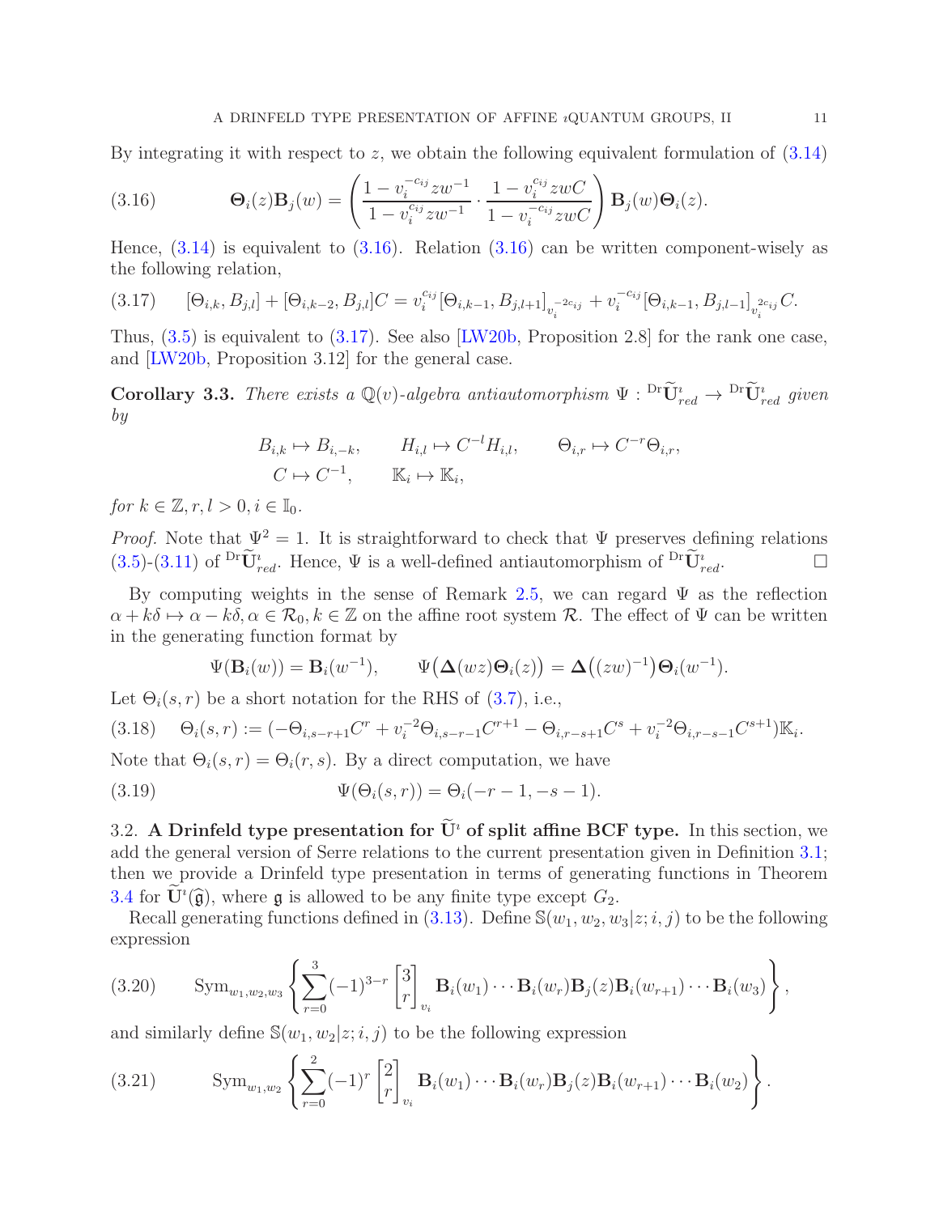By integrating it with respect to $z$, we obtain the following equivalent formulation of (3.14)

$$\mathbf{\Theta}_i(z)\mathbf{B}_j(w) = \left(\frac{1 - v_i^{-c_{ij}} zw^{-1}}{1 - v_i^{c_{ij}} zw^{-1}} \cdot \frac{1 - v_i^{c_{ij}} zwC}{1 - v_i^{-c_{ij}} zwC}\right) \mathbf{B}_j(w)\mathbf{\Theta}_i(z). \tag{3.16}$$

Hence, (3.14) is equivalent to (3.16). Relation (3.16) can be written component-wisely as the following relation,

$$[\Theta_{i,k}, B_{j,l}] + [\Theta_{i,k-2}, B_{j,l}]C = v_i^{c_{ij}} [\Theta_{i,k-1}, B_{j,l+1}]_{v_i^{-2c_{ij}}} + v_i^{-c_{ij}} [\Theta_{i,k-1}, B_{j,l-1}]_{v_i^{2c_{ij}}} C. \tag{3.17}$$

Thus, (3.5) is equivalent to (3.17). See also [LW20b, Proposition 2.8] for the rank one case, and [LW20b, Proposition 3.12] for the general case.

**Corollary 3.3.** *There exists a $\mathbb{Q}(v)$-algebra antiautomorphism $\Psi : {}^{\mathrm{Dr}}\widetilde{\mathbf{U}}^\imath_{red} \to {}^{\mathrm{Dr}}\widetilde{\mathbf{U}}^\imath_{red}$ given by*

$$B_{i,k} \mapsto B_{i,-k}, \qquad H_{i,l} \mapsto C^{-l} H_{i,l}, \qquad \Theta_{i,r} \mapsto C^{-r}\Theta_{i,r},$$
$$C \mapsto C^{-1}, \qquad \mathbb{K}_i \mapsto \mathbb{K}_i,$$

*for $k \in \mathbb{Z}, r, l > 0, i \in \mathbb{I}_0$.*

*Proof.* Note that $\Psi^2 = 1$. It is straightforward to check that $\Psi$ preserves defining relations (3.5)-(3.11) of ${}^{\mathrm{Dr}}\widetilde{\mathbf{U}}^\imath_{red}$. Hence, $\Psi$ is a well-defined antiautomorphism of ${}^{\mathrm{Dr}}\widetilde{\mathbf{U}}^\imath_{red}$. □

By computing weights in the sense of Remark 2.5, we can regard $\Psi$ as the reflection $\alpha + k\delta \mapsto \alpha - k\delta, \alpha \in \mathcal{R}_0, k \in \mathbb{Z}$ on the affine root system $\mathcal{R}$. The effect of $\Psi$ can be written in the generating function format by

$$\Psi(\mathbf{B}_i(w)) = \mathbf{B}_i(w^{-1}), \qquad \Psi\big(\mathbf{\Delta}(wz)\mathbf{\Theta}_i(z)\big) = \mathbf{\Delta}\big((zw)^{-1}\big)\mathbf{\Theta}_i(w^{-1}).$$

Let $\Theta_i(s,r)$ be a short notation for the RHS of (3.7), i.e.,

$$\Theta_i(s,r) := (-\Theta_{i,s-r+1}C^r + v_i^{-2}\Theta_{i,s-r-1}C^{r+1} - \Theta_{i,r-s+1}C^s + v_i^{-2}\Theta_{i,r-s-1}C^{s+1})\mathbb{K}_i. \tag{3.18}$$

Note that $\Theta_i(s,r) = \Theta_i(r,s)$. By a direct computation, we have

$$\Psi(\Theta_i(s,r)) = \Theta_i(-r-1, -s-1). \tag{3.19}$$

### 3.2. A Drinfeld type presentation for $\widetilde{\mathbf{U}}^\imath$ of split affine BCF type.

In this section, we add the general version of Serre relations to the current presentation given in Definition 3.1; then we provide a Drinfeld type presentation in terms of generating functions in Theorem 3.4 for $\widetilde{\mathbf{U}}^\imath(\widehat{\mathfrak{g}})$, where $\mathfrak{g}$ is allowed to be any finite type except $G_2$.

Recall generating functions defined in (3.13). Define $\mathbb{S}(w_1, w_2, w_3|z; i, j)$ to be the following expression

$$\mathrm{Sym}_{w_1,w_2,w_3}\left\{\sum_{r=0}^{3}(-1)^{3-r}\begin{bmatrix}3\\r\end{bmatrix}_{v_i}\mathbf{B}_i(w_1)\cdots\mathbf{B}_i(w_r)\mathbf{B}_j(z)\mathbf{B}_i(w_{r+1})\cdots\mathbf{B}_i(w_3)\right\}, \tag{3.20}$$

and similarly define $\mathbb{S}(w_1, w_2|z; i, j)$ to be the following expression

$$\mathrm{Sym}_{w_1,w_2}\left\{\sum_{r=0}^{2}(-1)^{r}\begin{bmatrix}2\\r\end{bmatrix}_{v_i}\mathbf{B}_i(w_1)\cdots\mathbf{B}_i(w_r)\mathbf{B}_j(z)\mathbf{B}_i(w_{r+1})\cdots\mathbf{B}_i(w_2)\right\}. \tag{3.21}$$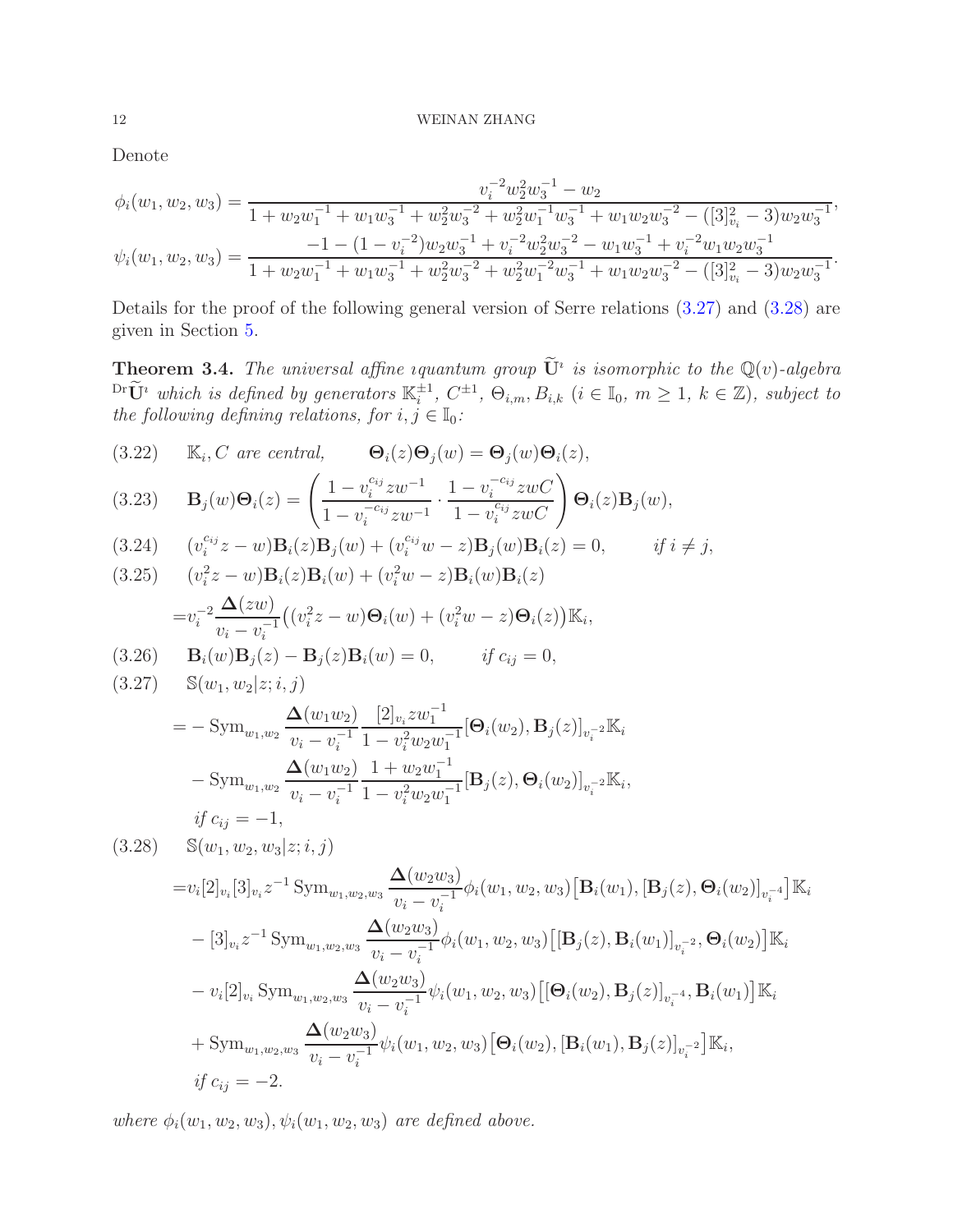Denote

$$
\phi_i(w_1,w_2,w_3)=\frac{v_i^{-2}w_2^2w_3^{-1}-w_2}{1+w_2w_1^{-1}+w_1w_3^{-1}+w_2^2w_3^{-2}+w_2^2w_1^{-1}w_3^{-1}+w_1w_2w_3^{-2}-([3]_{v_i}^2-3)w_2w_3^{-1}},
$$

$$
\psi_i(w_1,w_2,w_3)=\frac{-1-(1-v_i^{-2})w_2w_3^{-1}+v_i^{-2}w_2^2w_3^{-2}-w_1w_3^{-1}+v_i^{-2}w_1w_2w_3^{-1}}{1+w_2w_1^{-1}+w_1w_3^{-1}+w_2^2w_3^{-2}+w_2^2w_1^{-1}w_3^{-1}+w_1w_2w_3^{-2}-([3]_{v_i}^2-3)w_2w_3^{-1}}.
$$

Details for the proof of the following general version of Serre relations (3.27) and (3.28) are given in Section 5.

**Theorem 3.4.** *The universal affine ıquantum group $\widetilde{\mathbf{U}}^\imath$ is isomorphic to the $\mathbb{Q}(v)$-algebra ${}^{\mathrm{Dr}}\widetilde{\mathbf{U}}^\imath$ which is defined by generators $\mathbb{K}_i^{\pm1}$, $C^{\pm1}$, $\Theta_{i,m}, B_{i,k}$ ($i\in\mathbb{I}_0$, $m\geq 1$, $k\in\mathbb{Z}$), subject to the following defining relations, for $i,j\in\mathbb{I}_0$:*

$$
\mathbb{K}_i, C \text{ are central}, \qquad \mathbf{\Theta}_i(z)\mathbf{\Theta}_j(w)=\mathbf{\Theta}_j(w)\mathbf{\Theta}_i(z), \tag{3.22}
$$

$$
\mathbf{B}_j(w)\mathbf{\Theta}_i(z)=\left(\frac{1-v_i^{c_{ij}}zw^{-1}}{1-v_i^{-c_{ij}}zw^{-1}}\cdot\frac{1-v_i^{-c_{ij}}zwC}{1-v_i^{c_{ij}}zwC}\right)\mathbf{\Theta}_i(z)\mathbf{B}_j(w), \tag{3.23}
$$

$$
(v_i^{c_{ij}}z-w)\mathbf{B}_i(z)\mathbf{B}_j(w)+(v_i^{c_{ij}}w-z)\mathbf{B}_j(w)\mathbf{B}_i(z)=0, \qquad \text{if } i\neq j, \tag{3.24}
$$

$$
\begin{aligned}
&(v_i^2z-w)\mathbf{B}_i(z)\mathbf{B}_i(w)+(v_i^2w-z)\mathbf{B}_i(w)\mathbf{B}_i(z)\\
&=v_i^{-2}\frac{\mathbf{\Delta}(zw)}{v_i-v_i^{-1}}\big((v_i^2z-w)\mathbf{\Theta}_i(w)+(v_i^2w-z)\mathbf{\Theta}_i(z)\big)\mathbb{K}_i,
\end{aligned} \tag{3.25}
$$

$$
\mathbf{B}_i(w)\mathbf{B}_j(z)-\mathbf{B}_j(z)\mathbf{B}_i(w)=0, \qquad \text{if } c_{ij}=0, \tag{3.26}
$$

$$
\begin{aligned}
&\mathbb{S}(w_1,w_2|z;i,j)\\
&=-\operatorname{Sym}_{w_1,w_2}\frac{\mathbf{\Delta}(w_1w_2)}{v_i-v_i^{-1}}\frac{[2]_{v_i}zw_1^{-1}}{1-v_i^2w_2w_1^{-1}}[\mathbf{\Theta}_i(w_2),\mathbf{B}_j(z)]_{v_i^{-2}}\mathbb{K}_i\\
&\quad-\operatorname{Sym}_{w_1,w_2}\frac{\mathbf{\Delta}(w_1w_2)}{v_i-v_i^{-1}}\frac{1+w_2w_1^{-1}}{1-v_i^2w_2w_1^{-1}}[\mathbf{B}_j(z),\mathbf{\Theta}_i(w_2)]_{v_i^{-2}}\mathbb{K}_i,\\
&\quad \textit{if } c_{ij}=-1,
\end{aligned} \tag{3.27}
$$

$$
\begin{aligned}
&\mathbb{S}(w_1,w_2,w_3|z;i,j)\\
&=v_i[2]_{v_i}[3]_{v_i}z^{-1}\operatorname{Sym}_{w_1,w_2,w_3}\frac{\mathbf{\Delta}(w_2w_3)}{v_i-v_i^{-1}}\phi_i(w_1,w_2,w_3)\big[\mathbf{B}_i(w_1),[\mathbf{B}_j(z),\mathbf{\Theta}_i(w_2)]_{v_i^{-4}}\big]\mathbb{K}_i\\
&\quad-[3]_{v_i}z^{-1}\operatorname{Sym}_{w_1,w_2,w_3}\frac{\mathbf{\Delta}(w_2w_3)}{v_i-v_i^{-1}}\phi_i(w_1,w_2,w_3)\big[[\mathbf{B}_j(z),\mathbf{B}_i(w_1)]_{v_i^{-2}},\mathbf{\Theta}_i(w_2)\big]\mathbb{K}_i\\
&\quad-v_i[2]_{v_i}\operatorname{Sym}_{w_1,w_2,w_3}\frac{\mathbf{\Delta}(w_2w_3)}{v_i-v_i^{-1}}\psi_i(w_1,w_2,w_3)\big[[\mathbf{\Theta}_i(w_2),\mathbf{B}_j(z)]_{v_i^{-4}},\mathbf{B}_i(w_1)\big]\mathbb{K}_i\\
&\quad+\operatorname{Sym}_{w_1,w_2,w_3}\frac{\mathbf{\Delta}(w_2w_3)}{v_i-v_i^{-1}}\psi_i(w_1,w_2,w_3)\big[\mathbf{\Theta}_i(w_2),[\mathbf{B}_i(w_1),\mathbf{B}_j(z)]_{v_i^{-2}}\big]\mathbb{K}_i,\\
&\quad \textit{if } c_{ij}=-2.
\end{aligned} \tag{3.28}
$$

*where $\phi_i(w_1,w_2,w_3), \psi_i(w_1,w_2,w_3)$ are defined above.*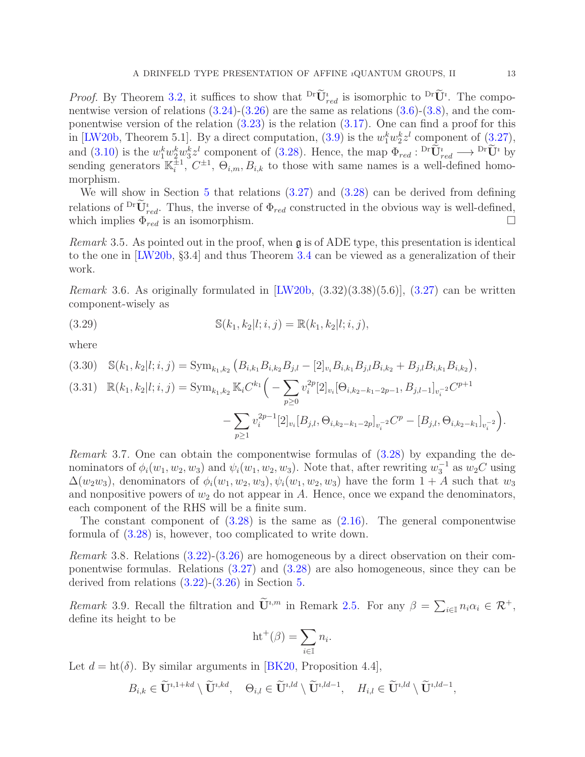*Proof.* By Theorem 3.2, it suffices to show that ${}^{\mathrm{Dr}}\widetilde{\mathbf{U}}^{\imath}_{red}$ is isomorphic to ${}^{\mathrm{Dr}}\widetilde{\mathbf{U}}^{\imath}$. The componentwise version of relations (3.24)-(3.26) are the same as relations (3.6)-(3.8), and the componentwise version of the relation (3.23) is the relation (3.17). One can find a proof for this in [LW20b, Theorem 5.1]. By a direct computation, (3.9) is the $w_1^k w_2^k z^l$ component of (3.27), and (3.10) is the $w_1^k w_2^k w_3^k z^l$ component of (3.28). Hence, the map $\Phi_{red} : {}^{\mathrm{Dr}}\widetilde{\mathbf{U}}^{\imath}_{red} \longrightarrow {}^{\mathrm{Dr}}\widetilde{\mathbf{U}}^{\imath}$ by sending generators $\mathbb{K}_i^{\pm 1}$, $C^{\pm 1}$, $\Theta_{i,m}$, $B_{i,k}$ to those with same names is a well-defined homomorphism.

We will show in Section 5 that relations (3.27) and (3.28) can be derived from defining relations of ${}^{\mathrm{Dr}}\widetilde{\mathbf{U}}^{\imath}_{red}$. Thus, the inverse of $\Phi_{red}$ constructed in the obvious way is well-defined, which implies $\Phi_{red}$ is an isomorphism. □

*Remark* 3.5. As pointed out in the proof, when $\mathfrak{g}$ is of ADE type, this presentation is identical to the one in [LW20b, §3.4] and thus Theorem 3.4 can be viewed as a generalization of their work.

*Remark* 3.6. As originally formulated in [LW20b, (3.32)(3.38)(5.6)], (3.27) can be written component-wisely as

$$\mathbb{S}(k_1, k_2|l; i, j) = \mathbb{R}(k_1, k_2|l; i, j), \tag{3.29}$$

where

$$\mathbb{S}(k_1, k_2|l; i, j) = \mathrm{Sym}_{k_1,k_2}\big(B_{i,k_1}B_{i,k_2}B_{j,l} - [2]_{v_i}B_{i,k_1}B_{j,l}B_{i,k_2} + B_{j,l}B_{i,k_1}B_{i,k_2}\big), \tag{3.30}$$

$$\begin{aligned}\mathbb{R}(k_1, k_2|l; i, j) = \mathrm{Sym}_{k_1,k_2}\,\mathbb{K}_i C^{k_1}\Big( &-\sum_{p\geq 0} v_i^{2p}[2]_{v_i}[\Theta_{i,k_2-k_1-2p-1}, B_{j,l-1}]_{v_i^{-2}}C^{p+1} \\ &- \sum_{p\geq 1} v_i^{2p-1}[2]_{v_i}[B_{j,l}, \Theta_{i,k_2-k_1-2p}]_{v_i^{-2}}C^{p} - [B_{j,l}, \Theta_{i,k_2-k_1}]_{v_i^{-2}}\Big).\end{aligned} \tag{3.31}$$

*Remark* 3.7. One can obtain the componentwise formulas of (3.28) by expanding the denominators of $\phi_i(w_1, w_2, w_3)$ and $\psi_i(w_1, w_2, w_3)$. Note that, after rewriting $w_3^{-1}$ as $w_2 C$ using $\Delta(w_2 w_3)$, denominators of $\phi_i(w_1, w_2, w_3), \psi_i(w_1, w_2, w_3)$ have the form $1 + A$ such that $w_3$ and nonpositive powers of $w_2$ do not appear in $A$. Hence, once we expand the denominators, each component of the RHS will be a finite sum.

The constant component of (3.28) is the same as (2.16). The general componentwise formula of (3.28) is, however, too complicated to write down.

*Remark* 3.8. Relations (3.22)-(3.26) are homogeneous by a direct observation on their componentwise formulas. Relations (3.27) and (3.28) are also homogeneous, since they can be derived from relations (3.22)-(3.26) in Section 5.

*Remark* 3.9. Recall the filtration and $\widetilde{\mathbf{U}}^{\imath,m}$ in Remark 2.5. For any $\beta = \sum_{i\in\mathbb{I}} n_i\alpha_i \in \mathcal{R}^+$, define its height to be

$$\mathrm{ht}^+(\beta) = \sum_{i\in\mathbb{I}} n_i.$$

Let $d = \mathrm{ht}(\delta)$. By similar arguments in [BK20, Proposition 4.4],

$$B_{i,k} \in \widetilde{\mathbf{U}}^{\imath,1+kd} \setminus \widetilde{\mathbf{U}}^{\imath,kd}, \quad \Theta_{i,l} \in \widetilde{\mathbf{U}}^{\imath,ld} \setminus \widetilde{\mathbf{U}}^{\imath,ld-1}, \quad H_{i,l} \in \widetilde{\mathbf{U}}^{\imath,ld} \setminus \widetilde{\mathbf{U}}^{\imath,ld-1},$$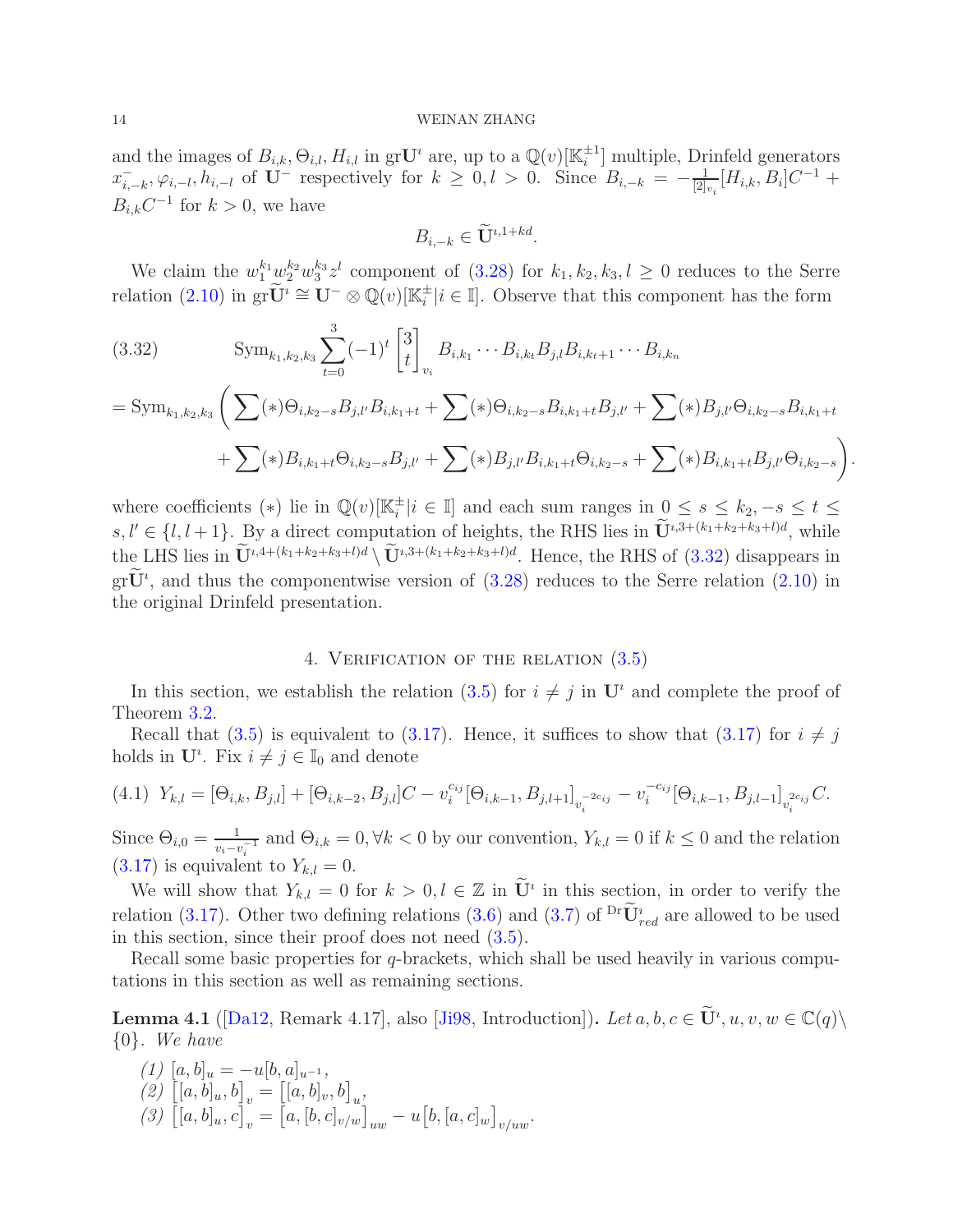and the images of $B_{i,k}, \Theta_{i,l}, H_{i,l}$ in $\mathrm{gr}\mathbf{U}^\imath$ are, up to a $\mathbb{Q}(v)[\mathbb{K}_i^{\pm 1}]$ multiple, Drinfeld generators $x^-_{i,-k}, \varphi_{i,-l}, h_{i,-l}$ of $\mathbf{U}^-$ respectively for $k \geq 0, l > 0$. Since $B_{i,-k} = -\frac{1}{[2]_{v_i}}[H_{i,k}, B_i]C^{-1} + B_{i,k}C^{-1}$ for $k > 0$, we have

$$B_{i,-k} \in \widetilde{\mathbf{U}}^{\imath,1+kd}.$$

We claim the $w_1^{k_1} w_2^{k_2} w_3^{k_3} z^l$ component of (3.28) for $k_1, k_2, k_3, l \geq 0$ reduces to the Serre relation (2.10) in $\mathrm{gr}\widetilde{\mathbf{U}}^\imath \cong \mathbf{U}^- \otimes \mathbb{Q}(v)[\mathbb{K}_i^\pm | i \in \mathbb{I}]$. Observe that this component has the form

$$\begin{aligned}
(3.32) \qquad & \mathrm{Sym}_{k_1,k_2,k_3} \sum_{t=0}^{3} (-1)^t \begin{bmatrix} 3 \\ t \end{bmatrix}_{v_i} B_{i,k_1} \cdots B_{i,k_t} B_{j,l} B_{i,k_{t+1}} \cdots B_{i,k_n} \\
= \mathrm{Sym}_{k_1,k_2,k_3} \bigg( & \sum (*) \Theta_{i,k_2-s} B_{j,l'} B_{i,k_1+t} + \sum (*) \Theta_{i,k_2-s} B_{i,k_1+t} B_{j,l'} + \sum (*) B_{j,l'} \Theta_{i,k_2-s} B_{i,k_1+t} \\
& + \sum (*) B_{i,k_1+t} \Theta_{i,k_2-s} B_{j,l'} + \sum (*) B_{j,l'} B_{i,k_1+t} \Theta_{i,k_2-s} + \sum (*) B_{i,k_1+t} B_{j,l'} \Theta_{i,k_2-s} \bigg).
\end{aligned}$$

where coefficients $(*)$ lie in $\mathbb{Q}(v)[\mathbb{K}_i^\pm | i \in \mathbb{I}]$ and each sum ranges in $0 \leq s \leq k_2, -s \leq t \leq s, l' \in \{l, l+1\}$. By a direct computation of heights, the RHS lies in $\widetilde{\mathbf{U}}^{\imath,3+(k_1+k_2+k_3+l)d}$, while the LHS lies in $\widetilde{\mathbf{U}}^{\imath,4+(k_1+k_2+k_3+l)d} \setminus \widetilde{\mathbf{U}}^{\imath,3+(k_1+k_2+k_3+l)d}$. Hence, the RHS of (3.32) disappears in $\mathrm{gr}\widetilde{\mathbf{U}}^\imath$, and thus the componentwise version of (3.28) reduces to the Serre relation (2.10) in the original Drinfeld presentation.

## 4. Verification of the relation (3.5)

In this section, we establish the relation (3.5) for $i \neq j$ in $\mathbf{U}^\imath$ and complete the proof of Theorem 3.2.

Recall that (3.5) is equivalent to (3.17). Hence, it suffices to show that (3.17) for $i \neq j$ holds in $\mathbf{U}^\imath$. Fix $i \neq j \in \mathbb{I}_0$ and denote

$$(4.1) \quad Y_{k,l} = [\Theta_{i,k}, B_{j,l}] + [\Theta_{i,k-2}, B_{j,l}]C - v_i^{c_{ij}} [\Theta_{i,k-1}, B_{j,l+1}]_{v_i^{-2c_{ij}}} - v_i^{-c_{ij}} [\Theta_{i,k-1}, B_{j,l-1}]_{v_i^{2c_{ij}}} C.$$

Since $\Theta_{i,0} = \frac{1}{v_i - v_i^{-1}}$ and $\Theta_{i,k} = 0, \forall k < 0$ by our convention, $Y_{k,l} = 0$ if $k \leq 0$ and the relation (3.17) is equivalent to $Y_{k,l} = 0$.

We will show that $Y_{k,l} = 0$ for $k > 0, l \in \mathbb{Z}$ in $\widetilde{\mathbf{U}}^\imath$ in this section, in order to verify the relation (3.17). Other two defining relations (3.6) and (3.7) of ${}^{\mathrm{Dr}}\widetilde{\mathbf{U}}^\imath_{red}$ are allowed to be used in this section, since their proof does not need (3.5).

Recall some basic properties for $q$-brackets, which shall be used heavily in various computations in this section as well as remaining sections.

**Lemma 4.1** ([Da12, Remark 4.17], also [Ji98, Introduction]). *Let $a, b, c \in \widetilde{\mathbf{U}}^\imath$, $u, v, w \in \mathbb{C}(q) \setminus \{0\}$. We have*

*(1)* $[a,b]_u = -u[b,a]_{u^{-1}}$,
*(2)* $\big[[a,b]_u, b\big]_v = \big[[a,b]_v, b\big]_u$,
*(3)* $\big[[a,b]_u, c\big]_v = \big[a, [b,c]_{v/w}\big]_{uw} - u\big[b, [a,c]_w\big]_{v/uw}$.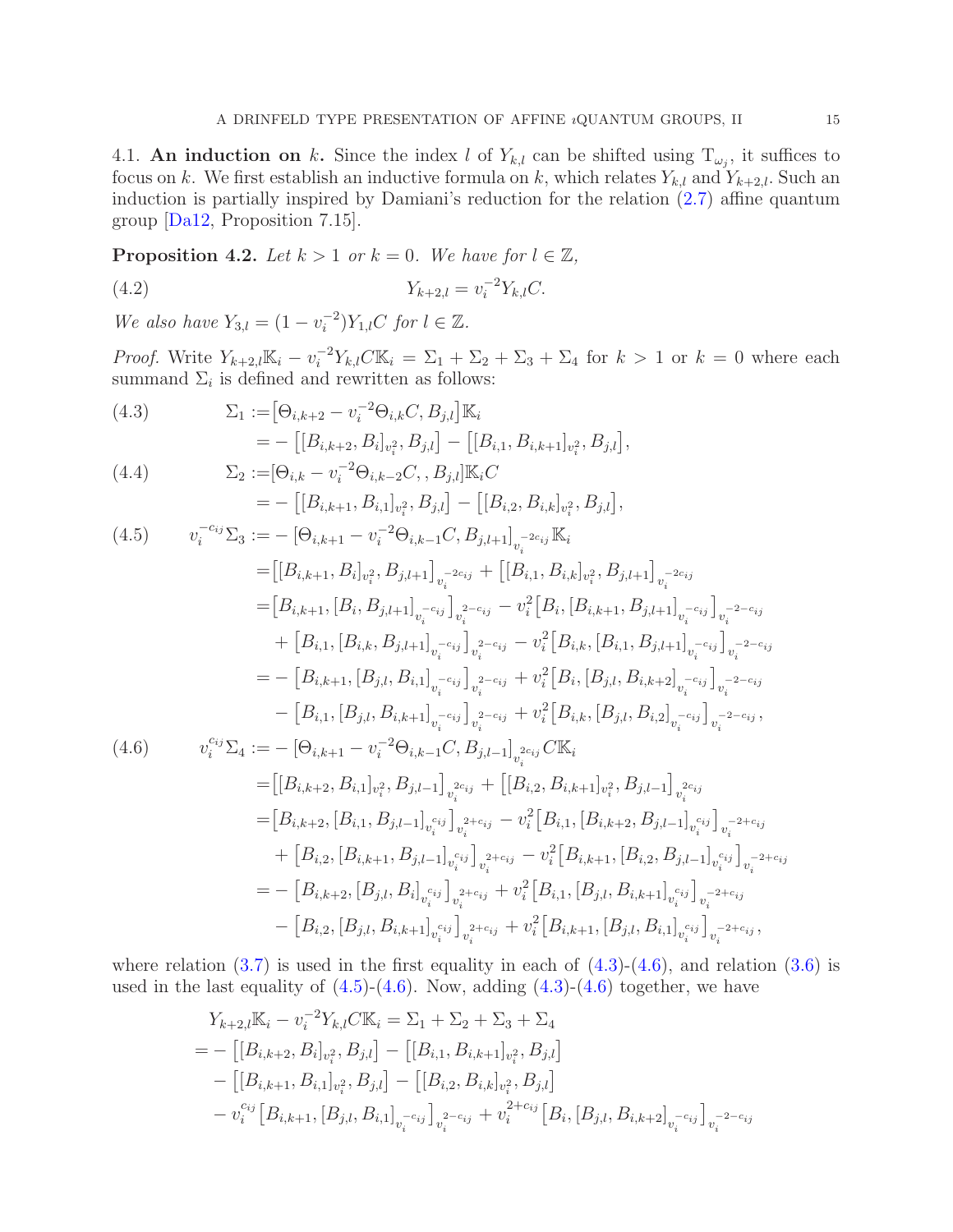4.1. **An induction on $k$.** Since the index $l$ of $Y_{k,l}$ can be shifted using $\mathrm{T}_{\omega_j}$, it suffices to focus on $k$. We first establish an inductive formula on $k$, which relates $Y_{k,l}$ and $Y_{k+2,l}$. Such an induction is partially inspired by Damiani's reduction for the relation (2.7) affine quantum group [Da12, Proposition 7.15].

**Proposition 4.2.** *Let $k > 1$ or $k = 0$. We have for $l \in \mathbb{Z}$,*

$$Y_{k+2,l} = v_i^{-2} Y_{k,l} C. \tag{4.2}$$

*We also have $Y_{3,l} = (1 - v_i^{-2}) Y_{1,l} C$ for $l \in \mathbb{Z}$.*

*Proof.* Write $Y_{k+2,l}\mathbb{K}_i - v_i^{-2} Y_{k,l} C \mathbb{K}_i = \Sigma_1 + \Sigma_2 + \Sigma_3 + \Sigma_4$ for $k > 1$ or $k = 0$ where each summand $\Sigma_i$ is defined and rewritten as follows:

$$\begin{aligned}
\Sigma_1 :=& \big[\Theta_{i,k+2} - v_i^{-2}\Theta_{i,k} C, B_{j,l}\big]\mathbb{K}_i \\
=& -\big[[B_{i,k+2}, B_i]_{v_i^2}, B_{j,l}\big] - \big[[B_{i,1}, B_{i,k+1}]_{v_i^2}, B_{j,l}\big],
\end{aligned} \tag{4.3}$$

$$\begin{aligned}
\Sigma_2 :=& [\Theta_{i,k} - v_i^{-2}\Theta_{i,k-2} C, , B_{j,l}]\mathbb{K}_i C \\
=& -\big[[B_{i,k+1}, B_{i,1}]_{v_i^2}, B_{j,l}\big] - \big[[B_{i,2}, B_{i,k}]_{v_i^2}, B_{j,l}\big],
\end{aligned} \tag{4.4}$$

$$\begin{aligned}
v_i^{-c_{ij}}\Sigma_3 :=& -[\Theta_{i,k+1} - v_i^{-2}\Theta_{i,k-1} C, B_{j,l+1}]_{v_i^{-2c_{ij}}}\mathbb{K}_i \\
=& \big[[B_{i,k+1}, B_i]_{v_i^2}, B_{j,l+1}\big]_{v_i^{-2c_{ij}}} + \big[[B_{i,1}, B_{i,k}]_{v_i^2}, B_{j,l+1}\big]_{v_i^{-2c_{ij}}} \\
=& \big[B_{i,k+1}, [B_i, B_{j,l+1}]_{v_i^{-c_{ij}}}\big]_{v_i^{2-c_{ij}}} - v_i^2\big[B_i, [B_{i,k+1}, B_{j,l+1}]_{v_i^{-c_{ij}}}\big]_{v_i^{-2-c_{ij}}} \\
&+ \big[B_{i,1}, [B_{i,k}, B_{j,l+1}]_{v_i^{-c_{ij}}}\big]_{v_i^{2-c_{ij}}} - v_i^2\big[B_{i,k}, [B_{i,1}, B_{j,l+1}]_{v_i^{-c_{ij}}}\big]_{v_i^{-2-c_{ij}}} \\
=& -\big[B_{i,k+1}, [B_{j,l}, B_{i,1}]_{v_i^{-c_{ij}}}\big]_{v_i^{2-c_{ij}}} + v_i^2\big[B_i, [B_{j,l}, B_{i,k+2}]_{v_i^{-c_{ij}}}\big]_{v_i^{-2-c_{ij}}} \\
&- \big[B_{i,1}, [B_{j,l}, B_{i,k+1}]_{v_i^{-c_{ij}}}\big]_{v_i^{2-c_{ij}}} + v_i^2\big[B_{i,k}, [B_{j,l}, B_{i,2}]_{v_i^{-c_{ij}}}\big]_{v_i^{-2-c_{ij}}},
\end{aligned} \tag{4.5}$$

$$\begin{aligned}
v_i^{c_{ij}}\Sigma_4 :=& -[\Theta_{i,k+1} - v_i^{-2}\Theta_{i,k-1} C, B_{j,l-1}]_{v_i^{2c_{ij}}} C\mathbb{K}_i \\
=& \big[[B_{i,k+2}, B_{i,1}]_{v_i^2}, B_{j,l-1}\big]_{v_i^{2c_{ij}}} + \big[[B_{i,2}, B_{i,k+1}]_{v_i^2}, B_{j,l-1}\big]_{v_i^{2c_{ij}}} \\
=& \big[B_{i,k+2}, [B_{i,1}, B_{j,l-1}]_{v_i^{c_{ij}}}\big]_{v_i^{2+c_{ij}}} - v_i^2\big[B_{i,1}, [B_{i,k+2}, B_{j,l-1}]_{v_i^{c_{ij}}}\big]_{v_i^{-2+c_{ij}}} \\
&+ \big[B_{i,2}, [B_{i,k+1}, B_{j,l-1}]_{v_i^{c_{ij}}}\big]_{v_i^{2+c_{ij}}} - v_i^2\big[B_{i,k+1}, [B_{i,2}, B_{j,l-1}]_{v_i^{c_{ij}}}\big]_{v_i^{-2+c_{ij}}} \\
=& -\big[B_{i,k+2}, [B_{j,l}, B_i]_{v_i^{c_{ij}}}\big]_{v_i^{2+c_{ij}}} + v_i^2\big[B_{i,1}, [B_{j,l}, B_{i,k+1}]_{v_i^{c_{ij}}}\big]_{v_i^{-2+c_{ij}}} \\
&- \big[B_{i,2}, [B_{j,l}, B_{i,k+1}]_{v_i^{c_{ij}}}\big]_{v_i^{2+c_{ij}}} + v_i^2\big[B_{i,k+1}, [B_{j,l}, B_{i,1}]_{v_i^{c_{ij}}}\big]_{v_i^{-2+c_{ij}}},
\end{aligned} \tag{4.6}$$

where relation (3.7) is used in the first equality in each of (4.3)-(4.6), and relation (3.6) is used in the last equality of (4.5)-(4.6). Now, adding (4.3)-(4.6) together, we have

$$\begin{aligned}
&Y_{k+2,l}\mathbb{K}_i - v_i^{-2} Y_{k,l} C\mathbb{K}_i = \Sigma_1 + \Sigma_2 + \Sigma_3 + \Sigma_4 \\
=& -\big[[B_{i,k+2}, B_i]_{v_i^2}, B_{j,l}\big] - \big[[B_{i,1}, B_{i,k+1}]_{v_i^2}, B_{j,l}\big] \\
&- \big[[B_{i,k+1}, B_{i,1}]_{v_i^2}, B_{j,l}\big] - \big[[B_{i,2}, B_{i,k}]_{v_i^2}, B_{j,l}\big] \\
&- v_i^{c_{ij}}\big[B_{i,k+1}, [B_{j,l}, B_{i,1}]_{v_i^{-c_{ij}}}\big]_{v_i^{2-c_{ij}}} + v_i^{2+c_{ij}}\big[B_i, [B_{j,l}, B_{i,k+2}]_{v_i^{-c_{ij}}}\big]_{v_i^{-2-c_{ij}}}
\end{aligned}$$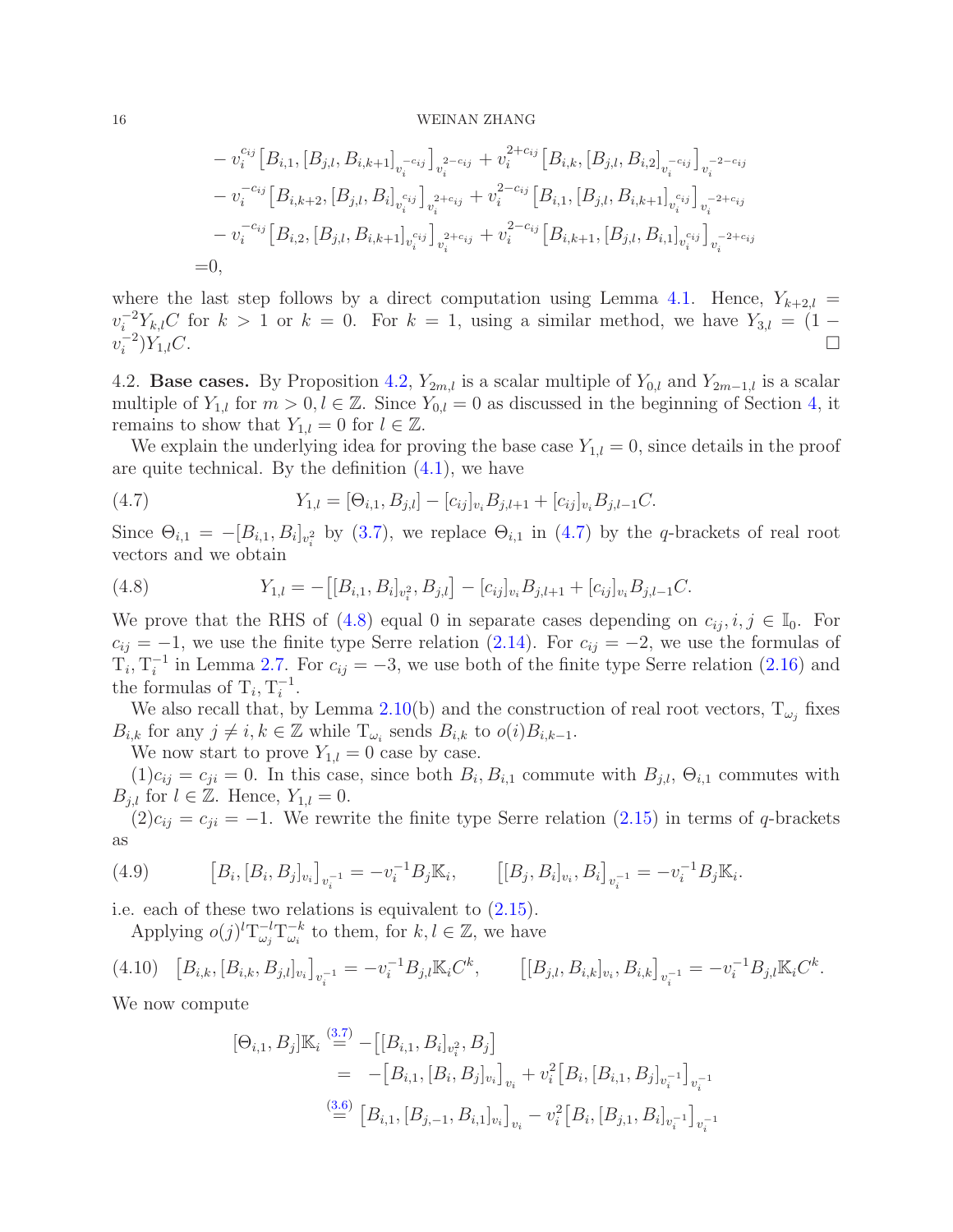$$
\begin{aligned}
&- v_i^{c_{ij}}\big[B_{i,1},[B_{j,l},B_{i,k+1}]_{v_i^{-c_{ij}}}\big]_{v_i^{2-c_{ij}}} + v_i^{2+c_{ij}}\big[B_{i,k},[B_{j,l},B_{i,2}]_{v_i^{-c_{ij}}}\big]_{v_i^{-2-c_{ij}}}\\
&- v_i^{-c_{ij}}\big[B_{i,k+2},[B_{j,l},B_i]_{v_i^{c_{ij}}}\big]_{v_i^{2+c_{ij}}} + v_i^{2-c_{ij}}\big[B_{i,1},[B_{j,l},B_{i,k+1}]_{v_i^{c_{ij}}}\big]_{v_i^{-2+c_{ij}}}\\
&- v_i^{-c_{ij}}\big[B_{i,2},[B_{j,l},B_{i,k+1}]_{v_i^{c_{ij}}}\big]_{v_i^{2+c_{ij}}} + v_i^{2-c_{ij}}\big[B_{i,k+1},[B_{j,l},B_{i,1}]_{v_i^{c_{ij}}}\big]_{v_i^{-2+c_{ij}}}\\
=&0,
\end{aligned}
$$

where the last step follows by a direct computation using Lemma 4.1. Hence, $Y_{k+2,l} = v_i^{-2}Y_{k,l}C$ for $k>1$ or $k=0$. For $k=1$, using a similar method, we have $Y_{3,l} = (1-v_i^{-2})Y_{1,l}C$. □

4.2. **Base cases.** By Proposition 4.2, $Y_{2m,l}$ is a scalar multiple of $Y_{0,l}$ and $Y_{2m-1,l}$ is a scalar multiple of $Y_{1,l}$ for $m>0, l\in\mathbb{Z}$. Since $Y_{0,l}=0$ as discussed in the beginning of Section 4, it remains to show that $Y_{1,l}=0$ for $l\in\mathbb{Z}$.

We explain the underlying idea for proving the base case $Y_{1,l}=0$, since details in the proof are quite technical. By the definition (4.1), we have

$$
Y_{1,l} = [\Theta_{i,1}, B_{j,l}] - [c_{ij}]_{v_i} B_{j,l+1} + [c_{ij}]_{v_i} B_{j,l-1} C. \tag{4.7}
$$

Since $\Theta_{i,1} = -[B_{i,1},B_i]_{v_i^2}$ by (3.7), we replace $\Theta_{i,1}$ in (4.7) by the $q$-brackets of real root vectors and we obtain

$$
Y_{1,l} = -\big[[B_{i,1},B_i]_{v_i^2}, B_{j,l}\big] - [c_{ij}]_{v_i} B_{j,l+1} + [c_{ij}]_{v_i} B_{j,l-1} C. \tag{4.8}
$$

We prove that the RHS of (4.8) equal 0 in separate cases depending on $c_{ij}, i,j\in\mathbb{I}_0$. For $c_{ij}=-1$, we use the finite type Serre relation (2.14). For $c_{ij}=-2$, we use the formulas of $\mathrm{T}_i,\mathrm{T}_i^{-1}$ in Lemma 2.7. For $c_{ij}=-3$, we use both of the finite type Serre relation (2.16) and the formulas of $\mathrm{T}_i,\mathrm{T}_i^{-1}$.

We also recall that, by Lemma 2.10(b) and the construction of real root vectors, $\mathrm{T}_{\omega_j}$ fixes $B_{i,k}$ for any $j\neq i, k\in\mathbb{Z}$ while $\mathrm{T}_{\omega_i}$ sends $B_{i,k}$ to $o(i)B_{i,k-1}$.

We now start to prove $Y_{1,l}=0$ case by case.

(1)$c_{ij}=c_{ji}=0$. In this case, since both $B_i, B_{i,1}$ commute with $B_{j,l}$, $\Theta_{i,1}$ commutes with $B_{j,l}$ for $l\in\mathbb{Z}$. Hence, $Y_{1,l}=0$.

(2)$c_{ij}=c_{ji}=-1$. We rewrite the finite type Serre relation (2.15) in terms of $q$-brackets as

$$
\big[B_i,[B_i,B_j]_{v_i}\big]_{v_i^{-1}} = -v_i^{-1}B_j\mathbb{K}_i, \qquad \big[[B_j,B_i]_{v_i},B_i\big]_{v_i^{-1}} = -v_i^{-1}B_j\mathbb{K}_i. \tag{4.9}
$$

i.e. each of these two relations is equivalent to (2.15).

Applying $o(j)^l\mathrm{T}_{\omega_j}^{-l}\mathrm{T}_{\omega_i}^{-k}$ to them, for $k,l\in\mathbb{Z}$, we have

$$
\big[B_{i,k},[B_{i,k},B_{j,l}]_{v_i}\big]_{v_i^{-1}} = -v_i^{-1}B_{j,l}\mathbb{K}_iC^k, \qquad \big[[B_{j,l},B_{i,k}]_{v_i},B_{i,k}\big]_{v_i^{-1}} = -v_i^{-1}B_{j,l}\mathbb{K}_iC^k. \tag{4.10}
$$

We now compute

$$
\begin{aligned}
[\Theta_{i,1},B_j]\mathbb{K}_i &\overset{(3.7)}{=} -\big[[B_{i,1},B_i]_{v_i^2},B_j\big]\\
&= -\big[B_{i,1},[B_i,B_j]_{v_i}\big]_{v_i} + v_i^2\big[B_i,[B_{i,1},B_j]_{v_i^{-1}}\big]_{v_i^{-1}}\\
&\overset{(3.6)}{=} \big[B_{i,1},[B_{j,-1},B_{i,1}]_{v_i}\big]_{v_i} - v_i^2\big[B_i,[B_{j,1},B_i]_{v_i^{-1}}\big]_{v_i^{-1}}
\end{aligned}
$$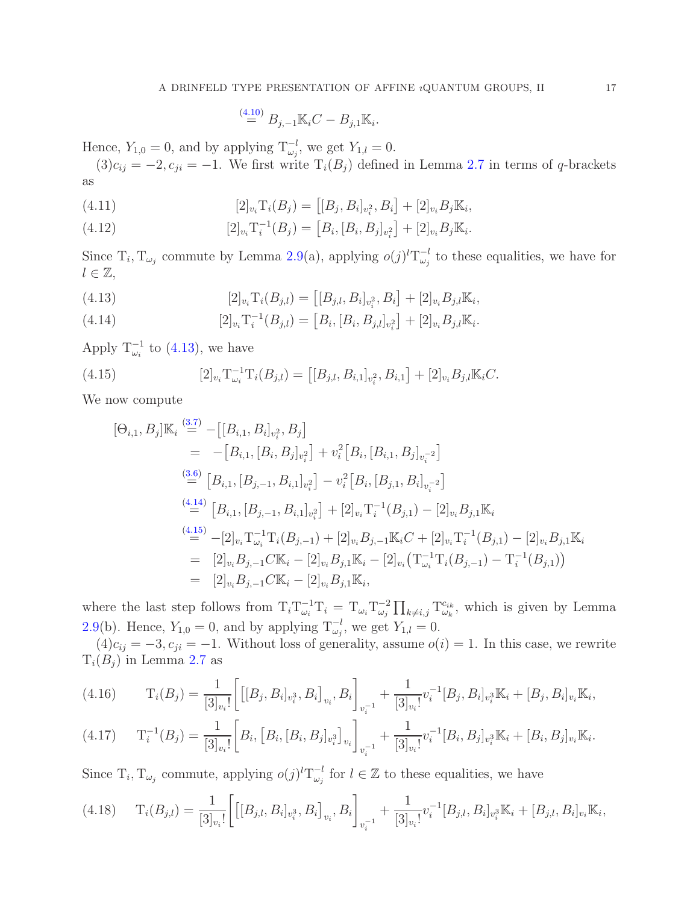$$\overset{(4.10)}{=} B_{j,-1}\mathbb{K}_i C - B_{j,1}\mathbb{K}_i.$$

Hence, $Y_{1,0} = 0$, and by applying $\mathrm{T}_{\omega_j}^{-l}$, we get $Y_{1,l} = 0$.

(3)$c_{ij} = -2, c_{ji} = -1$. We first write $\mathrm{T}_i(B_j)$ defined in Lemma 2.7 in terms of $q$-brackets as

$$[2]_{v_i}\mathrm{T}_i(B_j) = \big[[B_j, B_i]_{v_i^2}, B_i\big] + [2]_{v_i} B_j \mathbb{K}_i, \tag{4.11}$$

$$[2]_{v_i}\mathrm{T}_i^{-1}(B_j) = \big[B_i, [B_i, B_j]_{v_i^2}\big] + [2]_{v_i} B_j \mathbb{K}_i. \tag{4.12}$$

Since $\mathrm{T}_i, \mathrm{T}_{\omega_j}$ commute by Lemma 2.9(a), applying $o(j)^l \mathrm{T}_{\omega_j}^{-l}$ to these equalities, we have for $l \in \mathbb{Z}$,

$$[2]_{v_i}\mathrm{T}_i(B_{j,l}) = \big[[B_{j,l}, B_i]_{v_i^2}, B_i\big] + [2]_{v_i} B_{j,l} \mathbb{K}_i, \tag{4.13}$$

$$[2]_{v_i}\mathrm{T}_i^{-1}(B_{j,l}) = \big[B_i, [B_i, B_{j,l}]_{v_i^2}\big] + [2]_{v_i} B_{j,l} \mathbb{K}_i. \tag{4.14}$$

Apply $\mathrm{T}_{\omega_i}^{-1}$ to (4.13), we have

$$[2]_{v_i}\mathrm{T}_{\omega_i}^{-1}\mathrm{T}_i(B_{j,l}) = \big[[B_{j,l}, B_{i,1}]_{v_i^2}, B_{i,1}\big] + [2]_{v_i} B_{j,l} \mathbb{K}_i C. \tag{4.15}$$

We now compute

$$\begin{aligned}
[\Theta_{i,1}, B_j]\mathbb{K}_i &\overset{(3.7)}{=} -\big[[B_{i,1}, B_i]_{v_i^2}, B_j\big] \\
&= -\big[B_{i,1}, [B_i, B_j]_{v_i^2}\big] + v_i^2\big[B_i, [B_{i,1}, B_j]_{v_i^{-2}}\big] \\
&\overset{(3.6)}{=} \big[B_{i,1}, [B_{j,-1}, B_{i,1}]_{v_i^2}\big] - v_i^2\big[B_i, [B_{j,1}, B_i]_{v_i^{-2}}\big] \\
&\overset{(4.14)}{=} \big[B_{i,1}, [B_{j,-1}, B_{i,1}]_{v_i^2}\big] + [2]_{v_i}\mathrm{T}_i^{-1}(B_{j,1}) - [2]_{v_i} B_{j,1}\mathbb{K}_i \\
&\overset{(4.15)}{=} -[2]_{v_i}\mathrm{T}_{\omega_i}^{-1}\mathrm{T}_i(B_{j,-1}) + [2]_{v_i} B_{j,-1}\mathbb{K}_i C + [2]_{v_i}\mathrm{T}_i^{-1}(B_{j,1}) - [2]_{v_i} B_{j,1}\mathbb{K}_i \\
&= [2]_{v_i} B_{j,-1} C \mathbb{K}_i - [2]_{v_i} B_{j,1}\mathbb{K}_i - [2]_{v_i}\big(\mathrm{T}_{\omega_i}^{-1}\mathrm{T}_i(B_{j,-1}) - \mathrm{T}_i^{-1}(B_{j,1})\big) \\
&= [2]_{v_i} B_{j,-1} C \mathbb{K}_i - [2]_{v_i} B_{j,1}\mathbb{K}_i,
\end{aligned}$$

where the last step follows from $\mathrm{T}_i\mathrm{T}_{\omega_i}^{-1}\mathrm{T}_i = \mathrm{T}_{\omega_i}\mathrm{T}_{\omega_j}^{-2}\prod_{k\neq i,j}\mathrm{T}_{\omega_k}^{c_{ik}}$, which is given by Lemma 2.9(b). Hence, $Y_{1,0} = 0$, and by applying $\mathrm{T}_{\omega_j}^{-l}$, we get $Y_{1,l} = 0$.

(4)$c_{ij} = -3, c_{ji} = -1$. Without loss of generality, assume $o(i) = 1$. In this case, we rewrite $\mathrm{T}_i(B_j)$ in Lemma 2.7 as

$$\mathrm{T}_i(B_j) = \frac{1}{[3]_{v_i}!}\Big[\big[[B_j, B_i]_{v_i^3}, B_i\big]_{v_i}, B_i\Big]_{v_i^{-1}} + \frac{1}{[3]_{v_i}!} v_i^{-1}[B_j, B_i]_{v_i^3}\mathbb{K}_i + [B_j, B_i]_{v_i}\mathbb{K}_i, \tag{4.16}$$

$$\mathrm{T}_i^{-1}(B_j) = \frac{1}{[3]_{v_i}!}\Big[B_i, \big[B_i, [B_i, B_j]_{v_i^3}\big]_{v_i}\Big]_{v_i^{-1}} + \frac{1}{[3]_{v_i}!} v_i^{-1}[B_i, B_j]_{v_i^3}\mathbb{K}_i + [B_i, B_j]_{v_i}\mathbb{K}_i. \tag{4.17}$$

Since $\mathrm{T}_i, \mathrm{T}_{\omega_j}$ commute, applying $o(j)^l \mathrm{T}_{\omega_j}^{-l}$ for $l \in \mathbb{Z}$ to these equalities, we have

$$\mathrm{T}_i(B_{j,l}) = \frac{1}{[3]_{v_i}!}\Big[\big[[B_{j,l}, B_i]_{v_i^3}, B_i\big]_{v_i}, B_i\Big]_{v_i^{-1}} + \frac{1}{[3]_{v_i}!} v_i^{-1}[B_{j,l}, B_i]_{v_i^3}\mathbb{K}_i + [B_{j,l}, B_i]_{v_i}\mathbb{K}_i, \tag{4.18}$$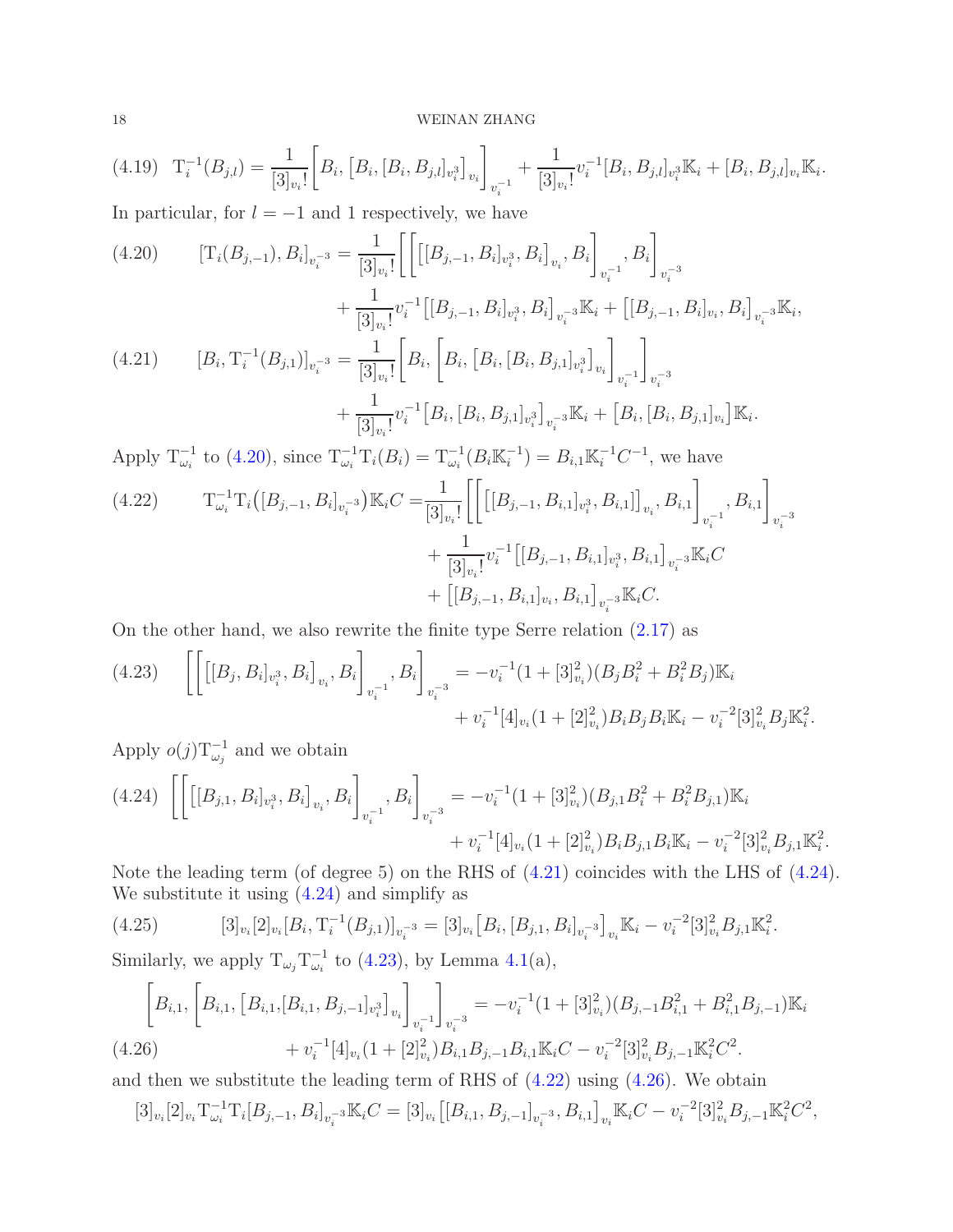$$\mathrm{T}_i^{-1}(B_{j,l}) = \frac{1}{[3]_{v_i}!}\Big[B_i, \big[B_i, [B_i, B_{j,l}]_{v_i^3}\big]_{v_i}\Big]_{v_i^{-1}} + \frac{1}{[3]_{v_i}!} v_i^{-1}[B_i, B_{j,l}]_{v_i^3}\mathbb{K}_i + [B_i, B_{j,l}]_{v_i}\mathbb{K}_i. \tag{4.19}$$

In particular, for $l=-1$ and $1$ respectively, we have

$$\begin{aligned}
[\mathrm{T}_i(B_{j,-1}), B_i]_{v_i^{-3}} = &\frac{1}{[3]_{v_i}!}\Big[\Big[\big[[B_{j,-1}, B_i]_{v_i^3}, B_i\big]_{v_i}, B_i\Big]_{v_i^{-1}}, B_i\Big]_{v_i^{-3}} \\
&+ \frac{1}{[3]_{v_i}!} v_i^{-1}\big[[B_{j,-1}, B_i]_{v_i^3}, B_i\big]_{v_i^{-3}}\mathbb{K}_i + \big[[B_{j,-1}, B_i]_{v_i}, B_i\big]_{v_i^{-3}}\mathbb{K}_i,
\end{aligned} \tag{4.20}$$

$$\begin{aligned}
[B_i, \mathrm{T}_i^{-1}(B_{j,1})]_{v_i^{-3}} = &\frac{1}{[3]_{v_i}!}\Big[B_i, \Big[B_i, \big[B_i, [B_i, B_{j,1}]_{v_i^3}\big]_{v_i}\Big]_{v_i^{-1}}\Big]_{v_i^{-3}} \\
&+ \frac{1}{[3]_{v_i}!} v_i^{-1}\big[B_i, [B_i, B_{j,1}]_{v_i^3}\big]_{v_i^{-3}}\mathbb{K}_i + \big[B_i, [B_i, B_{j,1}]_{v_i}\big]\mathbb{K}_i.
\end{aligned} \tag{4.21}$$

Apply $\mathrm{T}_{\omega_i}^{-1}$ to (4.20), since $\mathrm{T}_{\omega_i}^{-1}\mathrm{T}_i(B_i) = \mathrm{T}_{\omega_i}^{-1}(B_i\mathbb{K}_i^{-1}) = B_{i,1}\mathbb{K}_i^{-1}C^{-1}$, we have

$$\begin{aligned}
\mathrm{T}_{\omega_i}^{-1}\mathrm{T}_i\big([B_{j,-1}, B_i]_{v_i^{-3}}\big)\mathbb{K}_i C = &\frac{1}{[3]_{v_i}!}\Big[\Big[\big[[B_{j,-1}, B_{i,1}]_{v_i^3}, B_{i,1}\big]_{v_i}, B_{i,1}\Big]_{v_i^{-1}}, B_{i,1}\Big]_{v_i^{-3}} \\
&+ \frac{1}{[3]_{v_i}!} v_i^{-1}\big[[B_{j,-1}, B_{i,1}]_{v_i^3}, B_{i,1}\big]_{v_i^{-3}}\mathbb{K}_i C \\
&+ \big[[B_{j,-1}, B_{i,1}]_{v_i}, B_{i,1}\big]_{v_i^{-3}}\mathbb{K}_i C.
\end{aligned} \tag{4.22}$$

On the other hand, we also rewrite the finite type Serre relation (2.17) as

$$\begin{aligned}
\Big[\Big[\big[[B_j, B_i]_{v_i^3}, B_i\big]_{v_i}, B_i\Big]_{v_i^{-1}}, B_i\Big]_{v_i^{-3}} = &-v_i^{-1}(1+[3]_{v_i}^2)(B_jB_i^2 + B_i^2B_j)\mathbb{K}_i \\
&+ v_i^{-1}[4]_{v_i}(1+[2]_{v_i}^2)B_iB_jB_i\mathbb{K}_i - v_i^{-2}[3]_{v_i}^2 B_j\mathbb{K}_i^2.
\end{aligned} \tag{4.23}$$

Apply $o(j)\mathrm{T}_{\omega_j}^{-1}$ and we obtain

$$\begin{aligned}
\Big[\Big[\big[[B_{j,1}, B_i]_{v_i^3}, B_i\big]_{v_i}, B_i\Big]_{v_i^{-1}}, B_i\Big]_{v_i^{-3}} = &-v_i^{-1}(1+[3]_{v_i}^2)(B_{j,1}B_i^2 + B_i^2B_{j,1})\mathbb{K}_i \\
&+ v_i^{-1}[4]_{v_i}(1+[2]_{v_i}^2)B_iB_{j,1}B_i\mathbb{K}_i - v_i^{-2}[3]_{v_i}^2 B_{j,1}\mathbb{K}_i^2.
\end{aligned} \tag{4.24}$$

Note the leading term (of degree 5) on the RHS of (4.21) coincides with the LHS of (4.24). We substitute it using (4.24) and simplify as

$$[3]_{v_i}[2]_{v_i}[B_i, \mathrm{T}_i^{-1}(B_{j,1})]_{v_i^{-3}} = [3]_{v_i}\big[B_i, [B_{j,1}, B_i]_{v_i^{-3}}\big]_{v_i}\mathbb{K}_i - v_i^{-2}[3]_{v_i}^2 B_{j,1}\mathbb{K}_i^2. \tag{4.25}$$

Similarly, we apply $\mathrm{T}_{\omega_j}\mathrm{T}_{\omega_i}^{-1}$ to (4.23), by Lemma 4.1(a),

$$\begin{aligned}
\Big[B_{i,1}, \Big[B_{i,1}, \big[B_{i,1}, [B_{i,1}, B_{j,-1}]_{v_i^3}\big]_{v_i}\Big]_{v_i^{-1}}\Big]_{v_i^{-3}} = &-v_i^{-1}(1+[3]_{v_i}^2)(B_{j,-1}B_{i,1}^2 + B_{i,1}^2B_{j,-1})\mathbb{K}_i \\
&+ v_i^{-1}[4]_{v_i}(1+[2]_{v_i}^2)B_{i,1}B_{j,-1}B_{i,1}\mathbb{K}_i C - v_i^{-2}[3]_{v_i}^2 B_{j,-1}\mathbb{K}_i^2C^2.
\end{aligned} \tag{4.26}$$

and then we substitute the leading term of RHS of (4.22) using (4.26). We obtain

$$[3]_{v_i}[2]_{v_i}\mathrm{T}_{\omega_i}^{-1}\mathrm{T}_i[B_{j,-1}, B_i]_{v_i^{-3}}\mathbb{K}_i C = [3]_{v_i}\big[[B_{i,1}, B_{j,-1}]_{v_i^{-3}}, B_{i,1}\big]_{v_i}\mathbb{K}_i C - v_i^{-2}[3]_{v_i}^2 B_{j,-1}\mathbb{K}_i^2 C^2,$$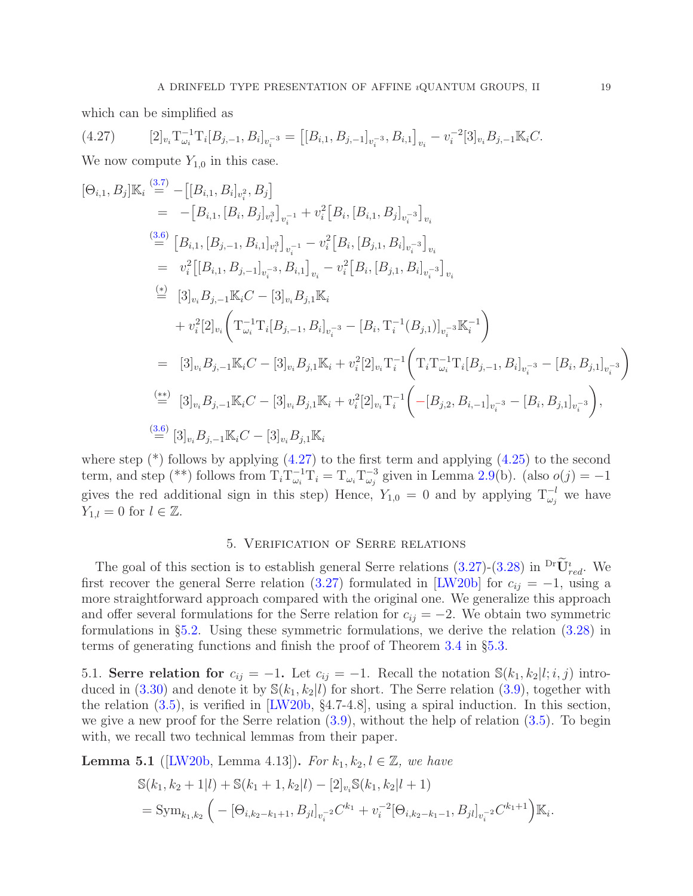which can be simplified as

$$
[2]_{v_i} \mathrm{T}_{\omega_i}^{-1} \mathrm{T}_i [B_{j,-1}, B_i]_{v_i^{-3}} = \big[[B_{i,1}, B_{j,-1}]_{v_i^{-3}}, B_{i,1}\big]_{v_i} - v_i^{-2}[3]_{v_i} B_{j,-1}\mathbb{K}_i C. \tag{4.27}
$$

We now compute $Y_{1,0}$ in this case.

$$
\begin{aligned}
[\Theta_{i,1}, B_j]\mathbb{K}_i &\overset{(3.7)}{=} -\big[[B_{i,1}, B_i]_{v_i^2}, B_j\big] \\
&= -\big[B_{i,1}, [B_i, B_j]_{v_i^3}\big]_{v_i^{-1}} + v_i^2 \big[B_i, [B_{i,1}, B_j]_{v_i^{-3}}\big]_{v_i} \\
&\overset{(3.6)}{=} \big[B_{i,1}, [B_{j,-1}, B_{i,1}]_{v_i^3}\big]_{v_i^{-1}} - v_i^2 \big[B_i, [B_{j,1}, B_i]_{v_i^{-3}}\big]_{v_i} \\
&= v_i^2 \big[[B_{i,1}, B_{j,-1}]_{v_i^{-3}}, B_{i,1}\big]_{v_i} - v_i^2 \big[B_i, [B_{j,1}, B_i]_{v_i^{-3}}\big]_{v_i} \\
&\overset{(*)}{=} [3]_{v_i} B_{j,-1}\mathbb{K}_i C - [3]_{v_i} B_{j,1}\mathbb{K}_i \\
&\quad + v_i^2 [2]_{v_i} \bigg( \mathrm{T}_{\omega_i}^{-1}\mathrm{T}_i [B_{j,-1}, B_i]_{v_i^{-3}} - [B_i, \mathrm{T}_i^{-1}(B_{j,1})]_{v_i^{-3}} \mathbb{K}_i^{-1} \bigg) \\
&= [3]_{v_i} B_{j,-1}\mathbb{K}_i C - [3]_{v_i} B_{j,1}\mathbb{K}_i + v_i^2[2]_{v_i} \mathrm{T}_i^{-1} \bigg( \mathrm{T}_i \mathrm{T}_{\omega_i}^{-1} \mathrm{T}_i [B_{j,-1}, B_i]_{v_i^{-3}} - [B_i, B_{j,1}]_{v_i^{-3}} \bigg) \\
&\overset{(**)}{=} [3]_{v_i} B_{j,-1}\mathbb{K}_i C - [3]_{v_i} B_{j,1}\mathbb{K}_i + v_i^2[2]_{v_i} \mathrm{T}_i^{-1} \bigg( -[B_{j,2}, B_{i,-1}]_{v_i^{-3}} - [B_i, B_{j,1}]_{v_i^{-3}} \bigg), \\
&\overset{(3.6)}{=} [3]_{v_i} B_{j,-1}\mathbb{K}_i C - [3]_{v_i} B_{j,1}\mathbb{K}_i
\end{aligned}
$$

where step (*) follows by applying (4.27) to the first term and applying (4.25) to the second term, and step (**) follows from $\mathrm{T}_i \mathrm{T}_{\omega_i}^{-1} \mathrm{T}_i = \mathrm{T}_{\omega_i} \mathrm{T}_{\omega_j}^{-3}$ given in Lemma 2.9(b). (also $o(j) = -1$ gives the red additional sign in this step) Hence, $Y_{1,0} = 0$ and by applying $\mathrm{T}_{\omega_j}^{-l}$ we have $Y_{1,l} = 0$ for $l \in \mathbb{Z}$.

## 5. Verification of Serre relations

The goal of this section is to establish general Serre relations (3.27)-(3.28) in ${}^{\mathrm{Dr}}\widetilde{\mathbf{U}}^{\imath}_{red}$. We first recover the general Serre relation (3.27) formulated in [LW20b] for $c_{ij} = -1$, using a more straightforward approach compared with the original one. We generalize this approach and offer several formulations for the Serre relation for $c_{ij} = -2$. We obtain two symmetric formulations in §5.2. Using these symmetric formulations, we derive the relation (3.28) in terms of generating functions and finish the proof of Theorem 3.4 in §5.3.

5.1. **Serre relation for $c_{ij} = -1$.** Let $c_{ij} = -1$. Recall the notation $\mathbb{S}(k_1, k_2|l; i, j)$ introduced in (3.30) and denote it by $\mathbb{S}(k_1, k_2|l)$ for short. The Serre relation (3.9), together with the relation (3.5), is verified in [LW20b, §4.7-4.8], using a spiral induction. In this section, we give a new proof for the Serre relation (3.9), without the help of relation (3.5). To begin with, we recall two technical lemmas from their paper.

**Lemma 5.1** ([LW20b, Lemma 4.13]). *For $k_1, k_2, l \in \mathbb{Z}$, we have*

$$
\begin{aligned}
&\mathbb{S}(k_1, k_2 + 1|l) + \mathbb{S}(k_1 + 1, k_2|l) - [2]_{v_i}\mathbb{S}(k_1, k_2|l + 1) \\
&= \mathrm{Sym}_{k_1,k_2} \Big( -[\Theta_{i,k_2-k_1+1}, B_{jl}]_{v_i^{-2}} C^{k_1} + v_i^{-2}[\Theta_{i,k_2-k_1-1}, B_{jl}]_{v_i^{-2}} C^{k_1+1} \Big)\mathbb{K}_i.
\end{aligned}
$$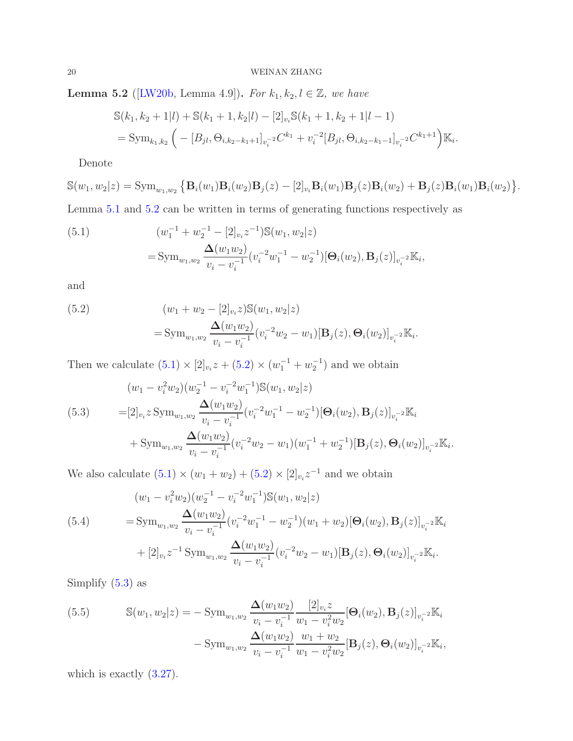**Lemma 5.2** ([LW20b, Lemma 4.9]). *For $k_1, k_2, l \in \mathbb{Z}$, we have*

$$
\begin{aligned}
&\mathbb{S}(k_1, k_2+1|l) + \mathbb{S}(k_1+1, k_2|l) - [2]_{v_i}\mathbb{S}(k_1+1, k_2+1|l-1) \\
&= \mathrm{Sym}_{k_1,k_2}\Big( -[B_{jl}, \Theta_{i,k_2-k_1+1}]_{v_i^{-2}} C^{k_1} + v_i^{-2}[B_{jl}, \Theta_{i,k_2-k_1-1}]_{v_i^{-2}} C^{k_1+1}\Big)\mathbb{K}_i.
\end{aligned}
$$

Denote

$$
\mathbb{S}(w_1, w_2|z) = \mathrm{Sym}_{w_1,w_2}\big\{\mathbf{B}_i(w_1)\mathbf{B}_i(w_2)\mathbf{B}_j(z) - [2]_{v_i}\mathbf{B}_i(w_1)\mathbf{B}_j(z)\mathbf{B}_i(w_2) + \mathbf{B}_j(z)\mathbf{B}_i(w_1)\mathbf{B}_i(w_2)\big\}.
$$

Lemma 5.1 and 5.2 can be written in terms of generating functions respectively as

$$
\begin{aligned}
(5.1)\qquad &(w_1^{-1} + w_2^{-1} - [2]_{v_i} z^{-1})\mathbb{S}(w_1, w_2|z) \\
&= \mathrm{Sym}_{w_1,w_2} \frac{\mathbf{\Delta}(w_1w_2)}{v_i - v_i^{-1}}(v_i^{-2}w_1^{-1} - w_2^{-1})[\mathbf{\Theta}_i(w_2), \mathbf{B}_j(z)]_{v_i^{-2}}\mathbb{K}_i,
\end{aligned}
$$

and

$$
\begin{aligned}
(5.2)\qquad &(w_1 + w_2 - [2]_{v_i} z)\mathbb{S}(w_1, w_2|z) \\
&= \mathrm{Sym}_{w_1,w_2} \frac{\mathbf{\Delta}(w_1w_2)}{v_i - v_i^{-1}}(v_i^{-2}w_2 - w_1)[\mathbf{B}_j(z), \mathbf{\Theta}_i(w_2)]_{v_i^{-2}}\mathbb{K}_i.
\end{aligned}
$$

Then we calculate (5.1) $\times\, [2]_{v_i} z$ + (5.2) $\times\, (w_1^{-1} + w_2^{-1})$ and we obtain

$$
\begin{aligned}
&(w_1 - v_i^2 w_2)(w_2^{-1} - v_i^{-2}w_1^{-1})\mathbb{S}(w_1, w_2|z) \\
(5.3)\qquad &= [2]_{v_i} z\, \mathrm{Sym}_{w_1,w_2} \frac{\mathbf{\Delta}(w_1w_2)}{v_i - v_i^{-1}}(v_i^{-2}w_1^{-1} - w_2^{-1})[\mathbf{\Theta}_i(w_2), \mathbf{B}_j(z)]_{v_i^{-2}}\mathbb{K}_i \\
&\quad + \mathrm{Sym}_{w_1,w_2} \frac{\mathbf{\Delta}(w_1w_2)}{v_i - v_i^{-1}}(v_i^{-2}w_2 - w_1)(w_1^{-1} + w_2^{-1})[\mathbf{B}_j(z), \mathbf{\Theta}_i(w_2)]_{v_i^{-2}}\mathbb{K}_i.
\end{aligned}
$$

We also calculate (5.1) $\times\, (w_1 + w_2)$ + (5.2) $\times\, [2]_{v_i} z^{-1}$ and we obtain

$$
\begin{aligned}
&(w_1 - v_i^2 w_2)(w_2^{-1} - v_i^{-2}w_1^{-1})\mathbb{S}(w_1, w_2|z) \\
(5.4)\qquad &= \mathrm{Sym}_{w_1,w_2} \frac{\mathbf{\Delta}(w_1w_2)}{v_i - v_i^{-1}}(v_i^{-2}w_1^{-1} - w_2^{-1})(w_1 + w_2)[\mathbf{\Theta}_i(w_2), \mathbf{B}_j(z)]_{v_i^{-2}}\mathbb{K}_i \\
&\quad + [2]_{v_i} z^{-1}\, \mathrm{Sym}_{w_1,w_2} \frac{\mathbf{\Delta}(w_1w_2)}{v_i - v_i^{-1}}(v_i^{-2}w_2 - w_1)[\mathbf{B}_j(z), \mathbf{\Theta}_i(w_2)]_{v_i^{-2}}\mathbb{K}_i.
\end{aligned}
$$

Simplify (5.3) as

$$
\begin{aligned}
(5.5)\qquad \mathbb{S}(w_1, w_2|z) = &- \mathrm{Sym}_{w_1,w_2} \frac{\mathbf{\Delta}(w_1w_2)}{v_i - v_i^{-1}} \frac{[2]_{v_i} z}{w_1 - v_i^2 w_2}[\mathbf{\Theta}_i(w_2), \mathbf{B}_j(z)]_{v_i^{-2}}\mathbb{K}_i \\
&- \mathrm{Sym}_{w_1,w_2} \frac{\mathbf{\Delta}(w_1w_2)}{v_i - v_i^{-1}} \frac{w_1 + w_2}{w_1 - v_i^2 w_2}[\mathbf{B}_j(z), \mathbf{\Theta}_i(w_2)]_{v_i^{-2}}\mathbb{K}_i,
\end{aligned}
$$

which is exactly (3.27).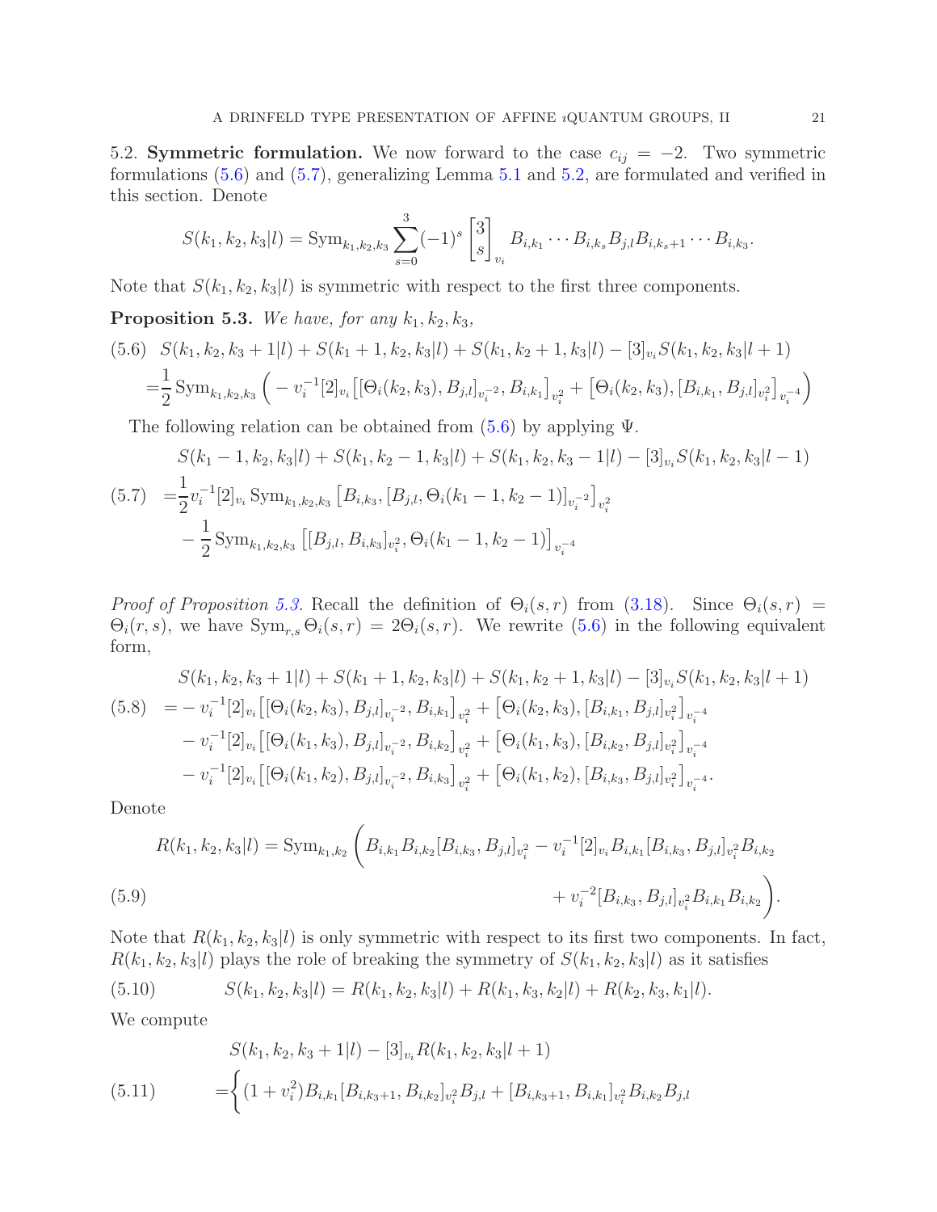5.2. **Symmetric formulation.** We now forward to the case $c_{ij} = -2$. Two symmetric formulations (5.6) and (5.7), generalizing Lemma 5.1 and 5.2, are formulated and verified in this section. Denote

$$S(k_1,k_2,k_3|l) = \mathrm{Sym}_{k_1,k_2,k_3} \sum_{s=0}^{3} (-1)^s \begin{bmatrix} 3 \\ s \end{bmatrix}_{v_i} B_{i,k_1} \cdots B_{i,k_s} B_{j,l} B_{i,k_{s+1}} \cdots B_{i,k_3}.$$

Note that $S(k_1,k_2,k_3|l)$ is symmetric with respect to the first three components.

**Proposition 5.3.** *We have, for any $k_1,k_2,k_3$,*

$$\begin{aligned}
&S(k_1,k_2,k_3+1|l) + S(k_1+1,k_2,k_3|l) + S(k_1,k_2+1,k_3|l) - [3]_{v_i} S(k_1,k_2,k_3|l+1) \\
=&\frac{1}{2} \mathrm{Sym}_{k_1,k_2,k_3} \Big( -v_i^{-1}[2]_{v_i} \big[ [\Theta_i(k_2,k_3), B_{j,l}]_{v_i^{-2}}, B_{i,k_1} \big]_{v_i^2} + \big[ \Theta_i(k_2,k_3), [B_{i,k_1}, B_{j,l}]_{v_i^2} \big]_{v_i^{-4}} \Big)
\end{aligned} \tag{5.6}$$

The following relation can be obtained from (5.6) by applying $\Psi$.

$$\begin{aligned}
&S(k_1-1,k_2,k_3|l) + S(k_1,k_2-1,k_3|l) + S(k_1,k_2,k_3-1|l) - [3]_{v_i} S(k_1,k_2,k_3|l-1) \\
=&\frac{1}{2} v_i^{-1}[2]_{v_i} \mathrm{Sym}_{k_1,k_2,k_3} \big[ B_{i,k_3}, [B_{j,l}, \Theta_i(k_1-1,k_2-1)]_{v_i^{-2}} \big]_{v_i^2} \\
&- \frac{1}{2} \mathrm{Sym}_{k_1,k_2,k_3} \big[ [B_{j,l}, B_{i,k_3}]_{v_i^2}, \Theta_i(k_1-1,k_2-1) \big]_{v_i^{-4}}
\end{aligned} \tag{5.7}$$

*Proof of Proposition 5.3.* Recall the definition of $\Theta_i(s,r)$ from (3.18). Since $\Theta_i(s,r) = \Theta_i(r,s)$, we have $\mathrm{Sym}_{r,s} \Theta_i(s,r) = 2\Theta_i(s,r)$. We rewrite (5.6) in the following equivalent form,

$$\begin{aligned}
&S(k_1,k_2,k_3+1|l) + S(k_1+1,k_2,k_3|l) + S(k_1,k_2+1,k_3|l) - [3]_{v_i} S(k_1,k_2,k_3|l+1) \\
=& -v_i^{-1}[2]_{v_i} \big[ [\Theta_i(k_2,k_3), B_{j,l}]_{v_i^{-2}}, B_{i,k_1} \big]_{v_i^2} + \big[ \Theta_i(k_2,k_3), [B_{i,k_1}, B_{j,l}]_{v_i^2} \big]_{v_i^{-4}} \\
& -v_i^{-1}[2]_{v_i} \big[ [\Theta_i(k_1,k_3), B_{j,l}]_{v_i^{-2}}, B_{i,k_2} \big]_{v_i^2} + \big[ \Theta_i(k_1,k_3), [B_{i,k_2}, B_{j,l}]_{v_i^2} \big]_{v_i^{-4}} \\
& -v_i^{-1}[2]_{v_i} \big[ [\Theta_i(k_1,k_2), B_{j,l}]_{v_i^{-2}}, B_{i,k_3} \big]_{v_i^2} + \big[ \Theta_i(k_1,k_2), [B_{i,k_3}, B_{j,l}]_{v_i^2} \big]_{v_i^{-4}}.
\end{aligned} \tag{5.8}$$

Denote

$$\begin{aligned}
R(k_1,k_2,k_3|l) = \mathrm{Sym}_{k_1,k_2} \Big( & B_{i,k_1} B_{i,k_2} [B_{i,k_3}, B_{j,l}]_{v_i^2} - v_i^{-1}[2]_{v_i} B_{i,k_1} [B_{i,k_3}, B_{j,l}]_{v_i^2} B_{i,k_2} \\
& + v_i^{-2} [B_{i,k_3}, B_{j,l}]_{v_i^2} B_{i,k_1} B_{i,k_2} \Big).
\end{aligned} \tag{5.9}$$

Note that $R(k_1,k_2,k_3|l)$ is only symmetric with respect to its first two components. In fact, $R(k_1,k_2,k_3|l)$ plays the role of breaking the symmetry of $S(k_1,k_2,k_3|l)$ as it satisfies

$$S(k_1,k_2,k_3|l) = R(k_1,k_2,k_3|l) + R(k_1,k_3,k_2|l) + R(k_2,k_3,k_1|l). \tag{5.10}$$

We compute

$$\begin{aligned}
&S(k_1,k_2,k_3+1|l) - [3]_{v_i} R(k_1,k_2,k_3|l+1) \\
=&\Big\{ (1+v_i^2) B_{i,k_1} [B_{i,k_3+1}, B_{i,k_2}]_{v_i^2} B_{j,l} + [B_{i,k_3+1}, B_{i,k_1}]_{v_i^2} B_{i,k_2} B_{j,l}
\end{aligned} \tag{5.11}$$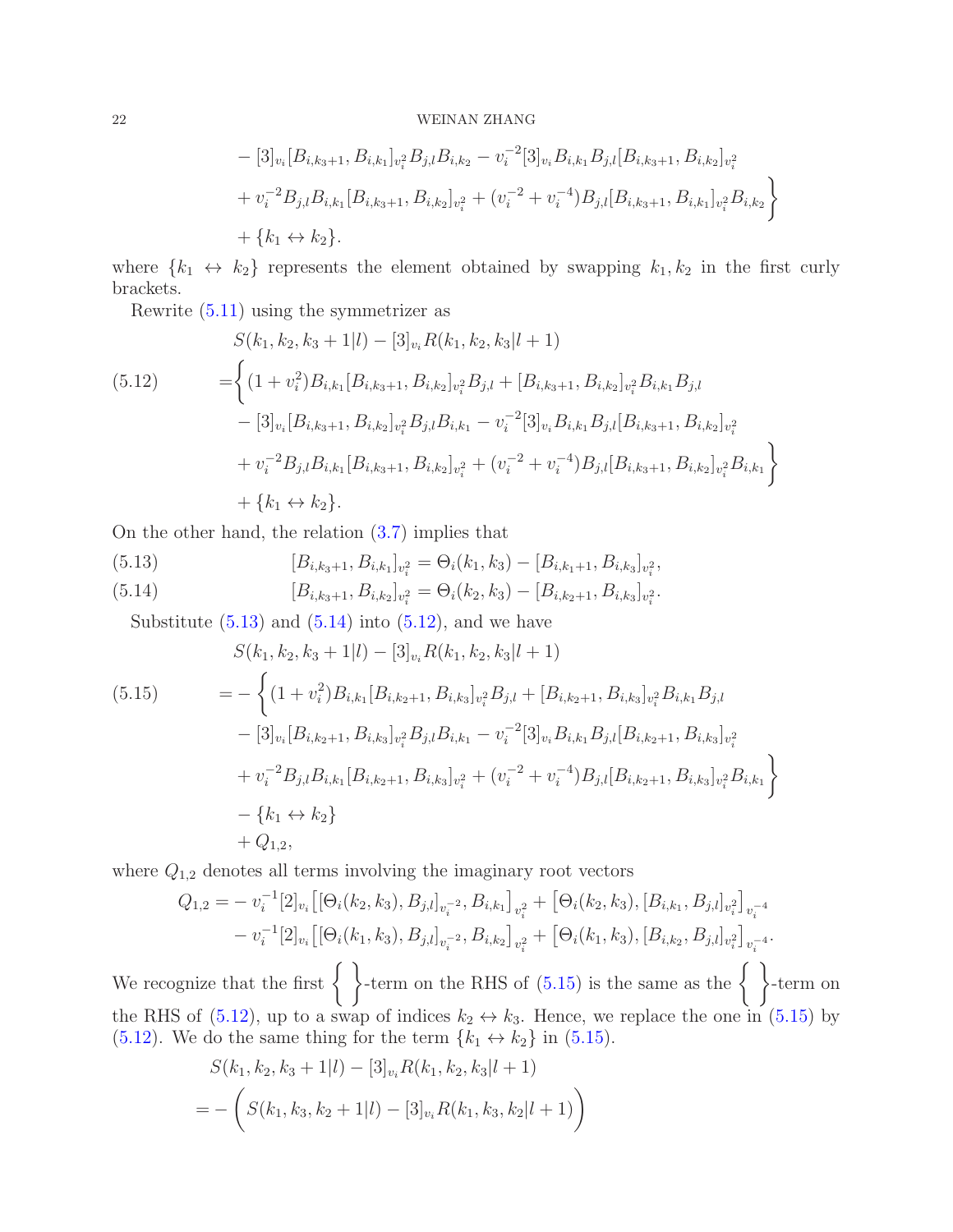$$
\begin{aligned}
&- [3]_{v_i}[B_{i,k_3+1}, B_{i,k_1}]_{v_i^2} B_{j,l} B_{i,k_2} - v_i^{-2}[3]_{v_i} B_{i,k_1} B_{j,l} [B_{i,k_3+1}, B_{i,k_2}]_{v_i^2} \\
&+ v_i^{-2} B_{j,l} B_{i,k_1} [B_{i,k_3+1}, B_{i,k_2}]_{v_i^2} + (v_i^{-2} + v_i^{-4}) B_{j,l} [B_{i,k_3+1}, B_{i,k_1}]_{v_i^2} B_{i,k_2} \Big\} \\
&+ \{k_1 \leftrightarrow k_2\}.
\end{aligned}
$$

where $\{k_1 \leftrightarrow k_2\}$ represents the element obtained by swapping $k_1, k_2$ in the first curly brackets.

Rewrite (5.11) using the symmetrizer as

$$
\begin{aligned}
&S(k_1, k_2, k_3+1|l) - [3]_{v_i} R(k_1, k_2, k_3|l+1) \\
=&\Big\{ (1+v_i^2) B_{i,k_1} [B_{i,k_3+1}, B_{i,k_2}]_{v_i^2} B_{j,l} + [B_{i,k_3+1}, B_{i,k_2}]_{v_i^2} B_{i,k_1} B_{j,l} \\
&- [3]_{v_i} [B_{i,k_3+1}, B_{i,k_2}]_{v_i^2} B_{j,l} B_{i,k_1} - v_i^{-2}[3]_{v_i} B_{i,k_1} B_{j,l} [B_{i,k_3+1}, B_{i,k_2}]_{v_i^2} \\
&+ v_i^{-2} B_{j,l} B_{i,k_1} [B_{i,k_3+1}, B_{i,k_2}]_{v_i^2} + (v_i^{-2} + v_i^{-4}) B_{j,l} [B_{i,k_3+1}, B_{i,k_2}]_{v_i^2} B_{i,k_1} \Big\} \\
&+ \{k_1 \leftrightarrow k_2\}.
\end{aligned} \tag{5.12}
$$

On the other hand, the relation (3.7) implies that

$$
[B_{i,k_3+1}, B_{i,k_1}]_{v_i^2} = \Theta_i(k_1, k_3) - [B_{i,k_1+1}, B_{i,k_3}]_{v_i^2}, \tag{5.13}
$$

$$
[B_{i,k_3+1}, B_{i,k_2}]_{v_i^2} = \Theta_i(k_2, k_3) - [B_{i,k_2+1}, B_{i,k_3}]_{v_i^2}. \tag{5.14}
$$

Substitute (5.13) and (5.14) into (5.12), and we have

$$
\begin{aligned}
&S(k_1, k_2, k_3+1|l) - [3]_{v_i} R(k_1, k_2, k_3|l+1) \\
=& - \Big\{ (1+v_i^2) B_{i,k_1} [B_{i,k_2+1}, B_{i,k_3}]_{v_i^2} B_{j,l} + [B_{i,k_2+1}, B_{i,k_3}]_{v_i^2} B_{i,k_1} B_{j,l} \\
&- [3]_{v_i} [B_{i,k_2+1}, B_{i,k_3}]_{v_i^2} B_{j,l} B_{i,k_1} - v_i^{-2}[3]_{v_i} B_{i,k_1} B_{j,l} [B_{i,k_2+1}, B_{i,k_3}]_{v_i^2} \\
&+ v_i^{-2} B_{j,l} B_{i,k_1} [B_{i,k_2+1}, B_{i,k_3}]_{v_i^2} + (v_i^{-2} + v_i^{-4}) B_{j,l} [B_{i,k_2+1}, B_{i,k_3}]_{v_i^2} B_{i,k_1} \Big\} \\
&- \{k_1 \leftrightarrow k_2\} \\
&+ Q_{1,2},
\end{aligned} \tag{5.15}
$$

where $Q_{1,2}$ denotes all terms involving the imaginary root vectors

$$
\begin{aligned}
Q_{1,2} =& - v_i^{-1}[2]_{v_i} \big[ [\Theta_i(k_2, k_3), B_{j,l}]_{v_i^{-2}}, B_{i,k_1} \big]_{v_i^2} + \big[ \Theta_i(k_2, k_3), [B_{i,k_1}, B_{j,l}]_{v_i^2} \big]_{v_i^{-4}} \\
&- v_i^{-1}[2]_{v_i} \big[ [\Theta_i(k_1, k_3), B_{j,l}]_{v_i^{-2}}, B_{i,k_2} \big]_{v_i^2} + \big[ \Theta_i(k_1, k_3), [B_{i,k_2}, B_{j,l}]_{v_i^2} \big]_{v_i^{-4}}.
\end{aligned}
$$

We recognize that the first $\Big\{ \Big\}$-term on the RHS of (5.15) is the same as the $\Big\{ \Big\}$-term on the RHS of (5.12), up to a swap of indices $k_2 \leftrightarrow k_3$. Hence, we replace the one in (5.15) by (5.12). We do the same thing for the term $\{k_1 \leftrightarrow k_2\}$ in (5.15).

$$
\begin{aligned}
&S(k_1, k_2, k_3+1|l) - [3]_{v_i} R(k_1, k_2, k_3|l+1) \\
=& - \Big( S(k_1, k_3, k_2+1|l) - [3]_{v_i} R(k_1, k_3, k_2|l+1) \Big)
\end{aligned}
$$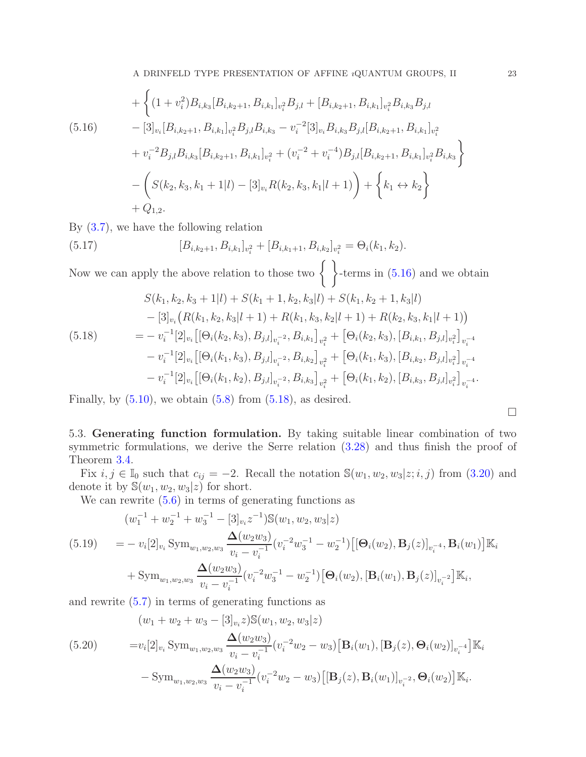$$
\begin{aligned}
&+\Big\{(1+v_i^2)B_{i,k_3}[B_{i,k_2+1},B_{i,k_1}]_{v_i^2}B_{j,l}+[B_{i,k_2+1},B_{i,k_1}]_{v_i^2}B_{i,k_3}B_{j,l}\\
&-[3]_{v_i}[B_{i,k_2+1},B_{i,k_1}]_{v_i^2}B_{j,l}B_{i,k_3}-v_i^{-2}[3]_{v_i}B_{i,k_3}B_{j,l}[B_{i,k_2+1},B_{i,k_1}]_{v_i^2}\\
&+v_i^{-2}B_{j,l}B_{i,k_3}[B_{i,k_2+1},B_{i,k_1}]_{v_i^2}+(v_i^{-2}+v_i^{-4})B_{j,l}[B_{i,k_2+1},B_{i,k_1}]_{v_i^2}B_{i,k_3}\Big\}\\
&-\Big(S(k_2,k_3,k_1+1|l)-[3]_{v_i}R(k_2,k_3,k_1|l+1)\Big)+\Big\{k_1\leftrightarrow k_2\Big\}\\
&+Q_{1,2}.
\end{aligned}
\tag{5.16}
$$

By (3.7), we have the following relation

$$
[B_{i,k_2+1},B_{i,k_1}]_{v_i^2}+[B_{i,k_1+1},B_{i,k_2}]_{v_i^2}=\Theta_i(k_1,k_2).
\tag{5.17}
$$

Now we can apply the above relation to those two $\Big\{\;\Big\}$-terms in (5.16) and we obtain

$$
\begin{aligned}
&S(k_1,k_2,k_3+1|l)+S(k_1+1,k_2,k_3|l)+S(k_1,k_2+1,k_3|l)\\
&\quad-[3]_{v_i}\big(R(k_1,k_2,k_3|l+1)+R(k_1,k_3,k_2|l+1)+R(k_2,k_3,k_1|l+1)\big)\\
&=-v_i^{-1}[2]_{v_i}\big[[\Theta_i(k_2,k_3),B_{j,l}]_{v_i^{-2}},B_{i,k_1}\big]_{v_i^2}+\big[\Theta_i(k_2,k_3),[B_{i,k_1},B_{j,l}]_{v_i^2}\big]_{v_i^{-4}}\\
&\quad-v_i^{-1}[2]_{v_i}\big[[\Theta_i(k_1,k_3),B_{j,l}]_{v_i^{-2}},B_{i,k_2}\big]_{v_i^2}+\big[\Theta_i(k_1,k_3),[B_{i,k_2},B_{j,l}]_{v_i^2}\big]_{v_i^{-4}}\\
&\quad-v_i^{-1}[2]_{v_i}\big[[\Theta_i(k_1,k_2),B_{j,l}]_{v_i^{-2}},B_{i,k_3}\big]_{v_i^2}+\big[\Theta_i(k_1,k_2),[B_{i,k_3},B_{j,l}]_{v_i^2}\big]_{v_i^{-4}}.
\end{aligned}
\tag{5.18}
$$

Finally, by (5.10), we obtain (5.8) from (5.18), as desired. ∎

## 5.3. Generating function formulation.

**Generating function formulation.** By taking suitable linear combination of two symmetric formulations, we derive the Serre relation (3.28) and thus finish the proof of Theorem 3.4.

Fix $i,j\in\mathbb{I}_0$ such that $c_{ij}=-2$. Recall the notation $\mathbb{S}(w_1,w_2,w_3|z;i,j)$ from (3.20) and denote it by $\mathbb{S}(w_1,w_2,w_3|z)$ for short.

We can rewrite (5.6) in terms of generating functions as

$$
\begin{aligned}
&(w_1^{-1}+w_2^{-1}+w_3^{-1}-[3]_{v_i}z^{-1})\mathbb{S}(w_1,w_2,w_3|z)\\
&=-v_i[2]_{v_i}\operatorname{Sym}_{w_1,w_2,w_3}\frac{\mathbf{\Delta}(w_2w_3)}{v_i-v_i^{-1}}(v_i^{-2}w_3^{-1}-w_2^{-1})\big[[\mathbf{\Theta}_i(w_2),\mathbf{B}_j(z)]_{v_i^{-4}},\mathbf{B}_i(w_1)\big]\mathbb{K}_i\\
&\quad+\operatorname{Sym}_{w_1,w_2,w_3}\frac{\mathbf{\Delta}(w_2w_3)}{v_i-v_i^{-1}}(v_i^{-2}w_3^{-1}-w_2^{-1})\big[\mathbf{\Theta}_i(w_2),[\mathbf{B}_i(w_1),\mathbf{B}_j(z)]_{v_i^{-2}}\big]\mathbb{K}_i,
\end{aligned}
\tag{5.19}
$$

and rewrite (5.7) in terms of generating functions as

$$
\begin{aligned}
&(w_1+w_2+w_3-[3]_{v_i}z)\mathbb{S}(w_1,w_2,w_3|z)\\
&=v_i[2]_{v_i}\operatorname{Sym}_{w_1,w_2,w_3}\frac{\mathbf{\Delta}(w_2w_3)}{v_i-v_i^{-1}}(v_i^{-2}w_2-w_3)\big[\mathbf{B}_i(w_1),[\mathbf{B}_j(z),\mathbf{\Theta}_i(w_2)]_{v_i^{-4}}\big]\mathbb{K}_i\\
&\quad-\operatorname{Sym}_{w_1,w_2,w_3}\frac{\mathbf{\Delta}(w_2w_3)}{v_i-v_i^{-1}}(v_i^{-2}w_2-w_3)\big[[\mathbf{B}_j(z),\mathbf{B}_i(w_1)]_{v_i^{-2}},\mathbf{\Theta}_i(w_2)\big]\mathbb{K}_i.
\end{aligned}
\tag{5.20}
$$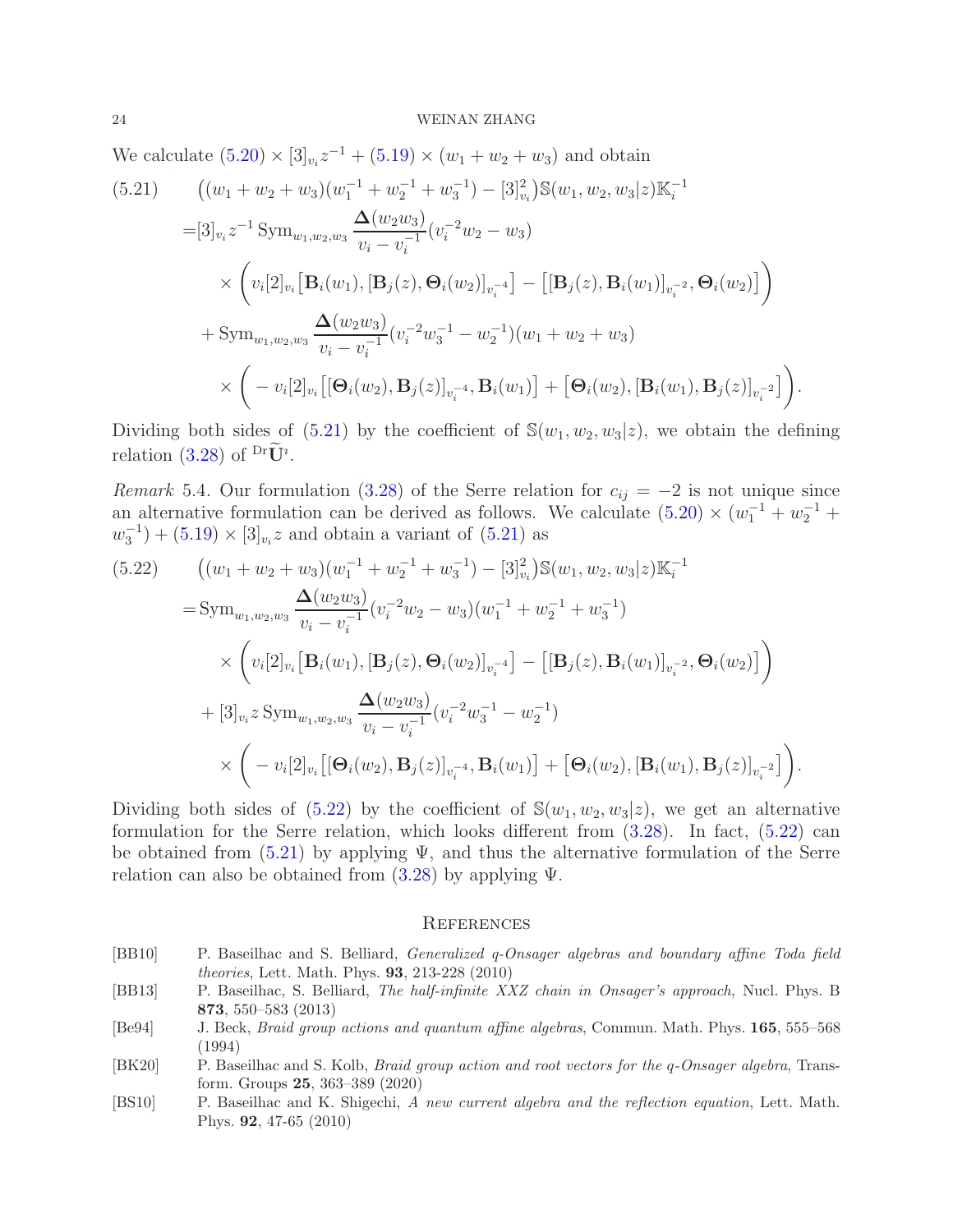We calculate (5.20) $\times [3]_{v_i} z^{-1}$ + (5.19) $\times (w_1+w_2+w_3)$ and obtain

$$
\begin{aligned}
(5.21)\qquad & \big((w_1+w_2+w_3)(w_1^{-1}+w_2^{-1}+w_3^{-1}) - [3]_{v_i}^2\big)\mathbb{S}(w_1,w_2,w_3|z)\mathbb{K}_i^{-1} \\
=& [3]_{v_i} z^{-1}\,\mathrm{Sym}_{w_1,w_2,w_3} \frac{\mathbf{\Delta}(w_2w_3)}{v_i - v_i^{-1}}(v_i^{-2}w_2 - w_3) \\
& \times \Big( v_i[2]_{v_i}\big[\mathbf{B}_i(w_1), [\mathbf{B}_j(z), \mathbf{\Theta}_i(w_2)]_{v_i^{-4}}\big] - \big[[\mathbf{B}_j(z), \mathbf{B}_i(w_1)]_{v_i^{-2}}, \mathbf{\Theta}_i(w_2)\big]\Big) \\
& + \mathrm{Sym}_{w_1,w_2,w_3} \frac{\mathbf{\Delta}(w_2w_3)}{v_i - v_i^{-1}}(v_i^{-2}w_3^{-1} - w_2^{-1})(w_1+w_2+w_3) \\
& \times \Big( - v_i[2]_{v_i}\big[[\mathbf{\Theta}_i(w_2), \mathbf{B}_j(z)]_{v_i^{-4}}, \mathbf{B}_i(w_1)\big] + \big[\mathbf{\Theta}_i(w_2), [\mathbf{B}_i(w_1), \mathbf{B}_j(z)]_{v_i^{-2}}\big]\Big).
\end{aligned}
$$

Dividing both sides of (5.21) by the coefficient of $\mathbb{S}(w_1,w_2,w_3|z)$, we obtain the defining relation (3.28) of ${}^{\mathrm{Dr}}\widetilde{\mathbf{U}}^\imath$.

*Remark* 5.4. Our formulation (3.28) of the Serre relation for $c_{ij} = -2$ is not unique since an alternative formulation can be derived as follows. We calculate (5.20) $\times (w_1^{-1} + w_2^{-1} + w_3^{-1})$ + (5.19) $\times [3]_{v_i} z$ and obtain a variant of (5.21) as

$$
\begin{aligned}
(5.22)\qquad & \big((w_1+w_2+w_3)(w_1^{-1}+w_2^{-1}+w_3^{-1}) - [3]_{v_i}^2\big)\mathbb{S}(w_1,w_2,w_3|z)\mathbb{K}_i^{-1} \\
=& \mathrm{Sym}_{w_1,w_2,w_3} \frac{\mathbf{\Delta}(w_2w_3)}{v_i - v_i^{-1}}(v_i^{-2}w_2 - w_3)(w_1^{-1}+w_2^{-1}+w_3^{-1}) \\
& \times \Big( v_i[2]_{v_i}\big[\mathbf{B}_i(w_1), [\mathbf{B}_j(z), \mathbf{\Theta}_i(w_2)]_{v_i^{-4}}\big] - \big[[\mathbf{B}_j(z), \mathbf{B}_i(w_1)]_{v_i^{-2}}, \mathbf{\Theta}_i(w_2)\big]\Big) \\
& + [3]_{v_i} z\,\mathrm{Sym}_{w_1,w_2,w_3} \frac{\mathbf{\Delta}(w_2w_3)}{v_i - v_i^{-1}}(v_i^{-2}w_3^{-1} - w_2^{-1}) \\
& \times \Big( - v_i[2]_{v_i}\big[[\mathbf{\Theta}_i(w_2), \mathbf{B}_j(z)]_{v_i^{-4}}, \mathbf{B}_i(w_1)\big] + \big[\mathbf{\Theta}_i(w_2), [\mathbf{B}_i(w_1), \mathbf{B}_j(z)]_{v_i^{-2}}\big]\Big).
\end{aligned}
$$

Dividing both sides of (5.22) by the coefficient of $\mathbb{S}(w_1,w_2,w_3|z)$, we get an alternative formulation for the Serre relation, which looks different from (3.28). In fact, (5.22) can be obtained from (5.21) by applying $\Psi$, and thus the alternative formulation of the Serre relation can also be obtained from (3.28) by applying $\Psi$.

## References

[BB10] P. Baseilhac and S. Belliard, *Generalized q-Onsager algebras and boundary affine Toda field theories*, Lett. Math. Phys. **93**, 213-228 (2010)

[BB13] P. Baseilhac, S. Belliard, *The half-infinite XXZ chain in Onsager's approach*, Nucl. Phys. B **873**, 550–583 (2013)

[Be94] J. Beck, *Braid group actions and quantum affine algebras*, Commun. Math. Phys. **165**, 555–568 (1994)

[BK20] P. Baseilhac and S. Kolb, *Braid group action and root vectors for the q-Onsager algebra*, Transform. Groups **25**, 363–389 (2020)

[BS10] P. Baseilhac and K. Shigechi, *A new current algebra and the reflection equation*, Lett. Math. Phys. **92**, 47-65 (2010)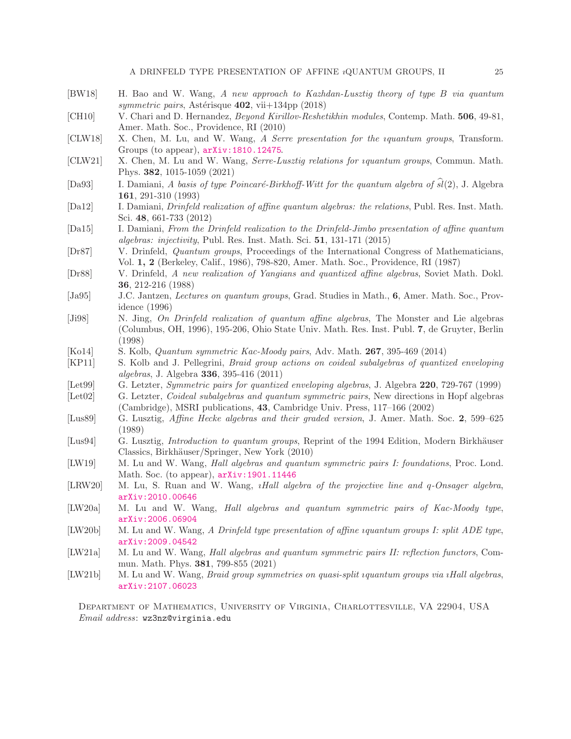[BW18] H. Bao and W. Wang, *A new approach to Kazhdan-Lusztig theory of type B via quantum symmetric pairs*, Astérisque **402**, vii+134pp (2018)

[CH10] V. Chari and D. Hernandez, *Beyond Kirillov-Reshetikhin modules*, Contemp. Math. **506**, 49-81, Amer. Math. Soc., Providence, RI (2010)

[CLW18] X. Chen, M. Lu, and W. Wang, *A Serre presentation for the ıquantum groups*, Transform. Groups (to appear), arXiv:1810.12475.

[CLW21] X. Chen, M. Lu and W. Wang, *Serre-Lusztig relations for ıquantum groups*, Commun. Math. Phys. **382**, 1015-1059 (2021)

[Da93] I. Damiani, *A basis of type Poincaré-Birkhoff-Witt for the quantum algebra of* $\widehat{sl}(2)$, J. Algebra **161**, 291-310 (1993)

[Da12] I. Damiani, *Drinfeld realization of affine quantum algebras: the relations*, Publ. Res. Inst. Math. Sci. **48**, 661-733 (2012)

[Da15] I. Damiani, *From the Drinfeld realization to the Drinfeld-Jimbo presentation of affine quantum algebras: injectivity*, Publ. Res. Inst. Math. Sci. **51**, 131-171 (2015)

[Dr87] V. Drinfeld, *Quantum groups*, Proceedings of the International Congress of Mathematicians, Vol. **1, 2** (Berkeley, Calif., 1986), 798-820, Amer. Math. Soc., Providence, RI (1987)

[Dr88] V. Drinfeld, *A new realization of Yangians and quantized affine algebras*, Soviet Math. Dokl. **36**, 212-216 (1988)

[Ja95] J.C. Jantzen, *Lectures on quantum groups*, Grad. Studies in Math., **6**, Amer. Math. Soc., Providence (1996)

[Ji98] N. Jing, *On Drinfeld realization of quantum affine algebras*, The Monster and Lie algebras (Columbus, OH, 1996), 195-206, Ohio State Univ. Math. Res. Inst. Publ. **7**, de Gruyter, Berlin (1998)

[Ko14] S. Kolb, *Quantum symmetric Kac-Moody pairs*, Adv. Math. **267**, 395-469 (2014)

[KP11] S. Kolb and J. Pellegrini, *Braid group actions on coideal subalgebras of quantized enveloping algebras*, J. Algebra **336**, 395-416 (2011)

[Let99] G. Letzter, *Symmetric pairs for quantized enveloping algebras*, J. Algebra **220**, 729-767 (1999)

[Let02] G. Letzter, *Coideal subalgebras and quantum symmetric pairs*, New directions in Hopf algebras (Cambridge), MSRI publications, **43**, Cambridge Univ. Press, 117–166 (2002)

[Lus89] G. Lusztig, *Affine Hecke algebras and their graded version*, J. Amer. Math. Soc. **2**, 599–625 (1989)

[Lus94] G. Lusztig, *Introduction to quantum groups*, Reprint of the 1994 Edition, Modern Birkhäuser Classics, Birkhäuser/Springer, New York (2010)

[LW19] M. Lu and W. Wang, *Hall algebras and quantum symmetric pairs I: foundations*, Proc. Lond. Math. Soc. (to appear), arXiv:1901.11446

[LRW20] M. Lu, S. Ruan and W. Wang, *ıHall algebra of the projective line and q-Onsager algebra*, arXiv:2010.00646

[LW20a] M. Lu and W. Wang, *Hall algebras and quantum symmetric pairs of Kac-Moody type*, arXiv:2006.06904

[LW20b] M. Lu and W. Wang, *A Drinfeld type presentation of affine ıquantum groups I: split ADE type*, arXiv:2009.04542

[LW21a] M. Lu and W. Wang, *Hall algebras and quantum symmetric pairs II: reflection functors*, Commun. Math. Phys. **381**, 799-855 (2021)

[LW21b] M. Lu and W. Wang, *Braid group symmetries on quasi-split ıquantum groups via ıHall algebras*, arXiv:2107.06023

Department of Mathematics, University of Virginia, Charlottesville, VA 22904, USA
*Email address*: wz3nz@virginia.edu